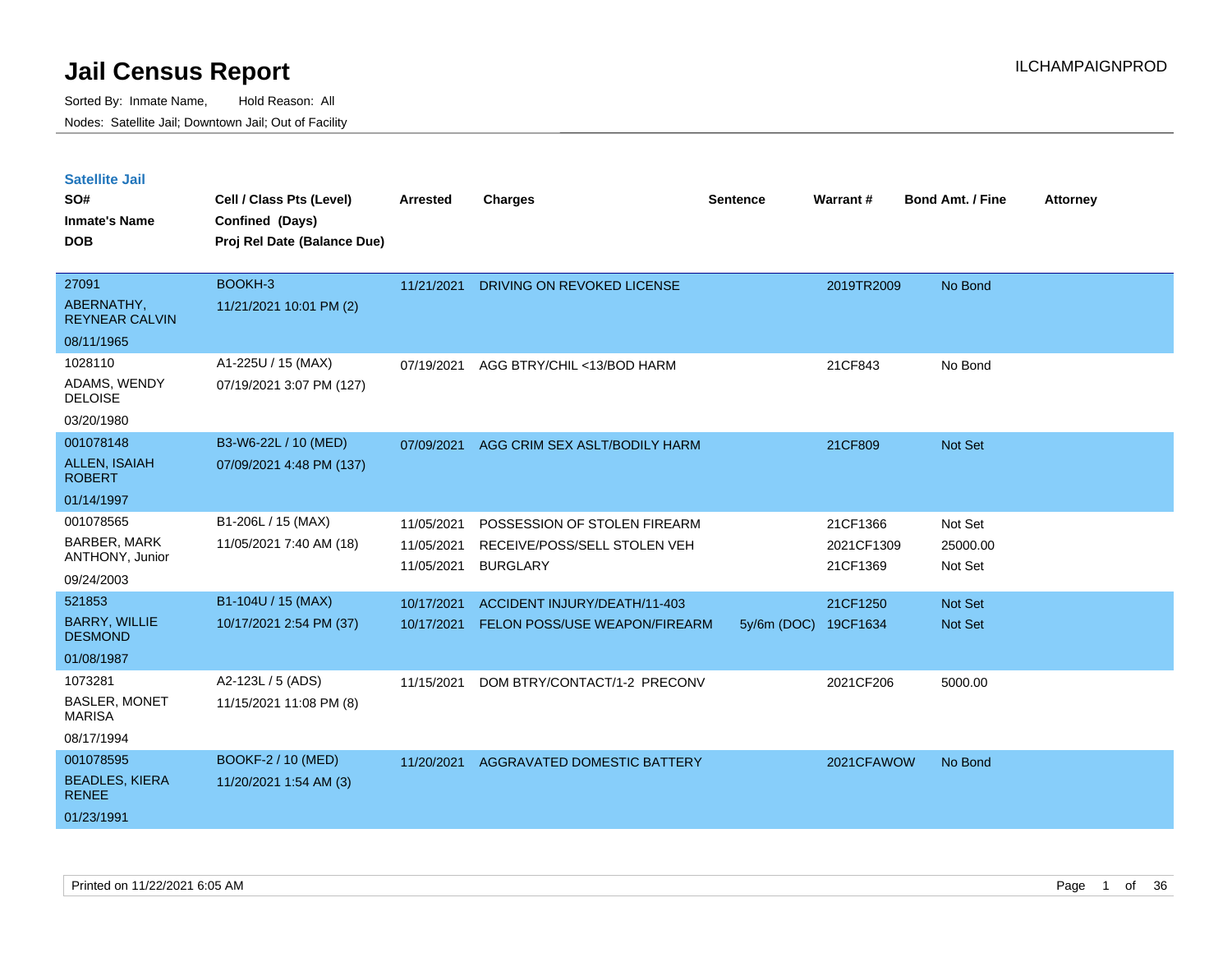# Jail Census Report

ILCHAMPAIGNPROD

Sorted By: Inmate Name, Hold Reason: All

Nodes: Satellite Jail; Downtown Jail; Out of Facility

## Satellite Jail

| SO# / Inmate's Name / DOB | Cell / Class Pts (Level) / Confined (Days) / Proj Rel Date (Balance Due) | Arrested | Charges | Sentence | Warrant # | Bond Amt. / Fine | Attorney |
|---|---|---|---|---|---|---|---|
| 27091<br>ABERNATHY, REYNEAR CALVIN<br>08/11/1965 | BOOKH-3<br>11/21/2021 10:01 PM (2) | 11/21/2021 | DRIVING ON REVOKED LICENSE | | 2019TR2009 | No Bond | |
| 1028110<br>ADAMS, WENDY DELOISE<br>03/20/1980 | A1-225U / 15 (MAX)<br>07/19/2021 3:07 PM (127) | 07/19/2021 | AGG BTRY/CHIL <13/BOD HARM | | 21CF843 | No Bond | |
| 001078148<br>ALLEN, ISAIAH ROBERT<br>01/14/1997 | B3-W6-22L / 10 (MED)<br>07/09/2021 4:48 PM (137) | 07/09/2021 | AGG CRIM SEX ASLT/BODILY HARM | | 21CF809 | Not Set | |
| 001078565<br>BARBER, MARK ANTHONY, Junior<br>09/24/2003 | B1-206L / 15 (MAX)<br>11/05/2021 7:40 AM (18) | 11/05/2021<br>11/05/2021<br>11/05/2021 | POSSESSION OF STOLEN FIREARM<br>RECEIVE/POSS/SELL STOLEN VEH<br>BURGLARY | | 21CF1366<br>2021CF1309<br>21CF1369 | Not Set<br>25000.00<br>Not Set | |
| 521853<br>BARRY, WILLIE DESMOND<br>01/08/1987 | B1-104U / 15 (MAX)<br>10/17/2021 2:54 PM (37) | 10/17/2021<br>10/17/2021 | ACCIDENT INJURY/DEATH/11-403<br>FELON POSS/USE WEAPON/FIREARM | <br>5y/6m (DOC) | 21CF1250<br>19CF1634 | Not Set<br>Not Set | |
| 1073281<br>BASLER, MONET MARISA<br>08/17/1994 | A2-123L / 5 (ADS)<br>11/15/2021 11:08 PM (8) | 11/15/2021 | DOM BTRY/CONTACT/1-2 PRECONV | | 2021CF206 | 5000.00 | |
| 001078595<br>BEADLES, KIERA RENEE<br>01/23/1991 | BOOKF-2 / 10 (MED)<br>11/20/2021 1:54 AM (3) | 11/20/2021 | AGGRAVATED DOMESTIC BATTERY | | 2021CFAWOW | No Bond | |

Printed on 11/22/2021 6:05 AM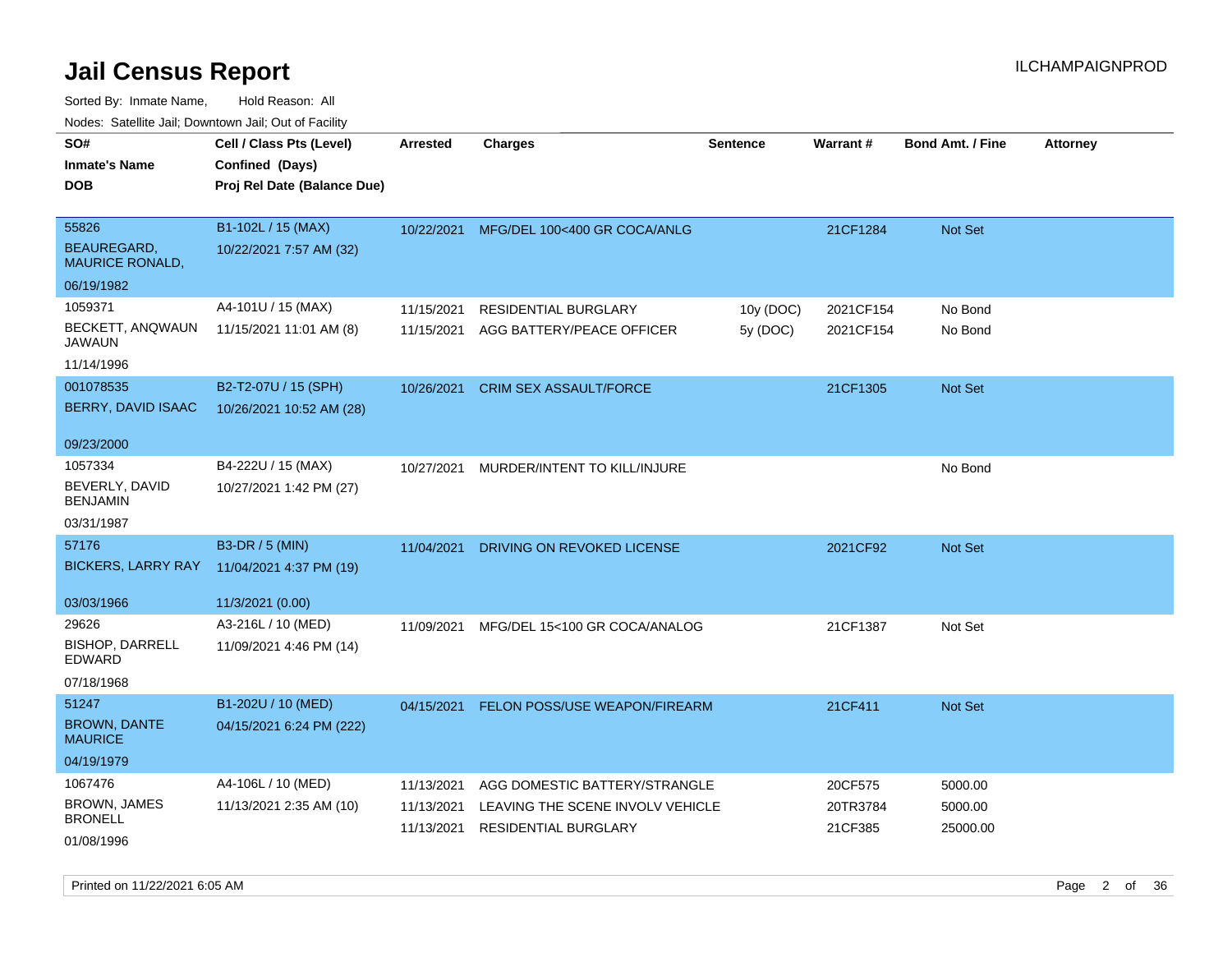# Jail Census Report

ILCHAMPAIGNPROD

Sorted By: Inmate Name, Hold Reason: All

Nodes: Satellite Jail; Downtown Jail; Out of Facility

| SO# / Inmate's Name / DOB | Cell / Class Pts (Level) / Confined (Days) / Proj Rel Date (Balance Due) | Arrested | Charges | Sentence | Warrant # | Bond Amt. / Fine | Attorney |
|---|---|---|---|---|---|---|---|
| 55826<br>BEAUREGARD, MAURICE RONALD,<br>06/19/1982 | B1-102L / 15 (MAX)<br>10/22/2021 7:57 AM (32) | 10/22/2021 | MFG/DEL 100<400 GR COCA/ANLG | | 21CF1284 | Not Set | |
| 1059371<br>BECKETT, ANQWAUN JAWAUN<br>11/14/1996 | A4-101U / 15 (MAX)<br>11/15/2021 11:01 AM (8) | 11/15/2021 | RESIDENTIAL BURGLARY | 10y (DOC) | 2021CF154 | No Bond | |
| | | 11/15/2021 | AGG BATTERY/PEACE OFFICER | 5y (DOC) | 2021CF154 | No Bond | |
| 001078535<br>BERRY, DAVID ISAAC<br>09/23/2000 | B2-T2-07U / 15 (SPH)<br>10/26/2021 10:52 AM (28) | 10/26/2021 | CRIM SEX ASSAULT/FORCE | | 21CF1305 | Not Set | |
| 1057334<br>BEVERLY, DAVID BENJAMIN<br>03/31/1987 | B4-222U / 15 (MAX)<br>10/27/2021 1:42 PM (27) | 10/27/2021 | MURDER/INTENT TO KILL/INJURE | | | No Bond | |
| 57176<br>BICKERS, LARRY RAY<br>03/03/1966 | B3-DR / 5 (MIN)<br>11/04/2021 4:37 PM (19)<br>11/3/2021 (0.00) | 11/04/2021 | DRIVING ON REVOKED LICENSE | | 2021CF92 | Not Set | |
| 29626<br>BISHOP, DARRELL EDWARD<br>07/18/1968 | A3-216L / 10 (MED)<br>11/09/2021 4:46 PM (14) | 11/09/2021 | MFG/DEL 15<100 GR COCA/ANALOG | | 21CF1387 | Not Set | |
| 51247<br>BROWN, DANTE MAURICE<br>04/19/1979 | B1-202U / 10 (MED)<br>04/15/2021 6:24 PM (222) | 04/15/2021 | FELON POSS/USE WEAPON/FIREARM | | 21CF411 | Not Set | |
| 1067476<br>BROWN, JAMES BRONELL<br>01/08/1996 | A4-106L / 10 (MED)<br>11/13/2021 2:35 AM (10) | 11/13/2021 | AGG DOMESTIC BATTERY/STRANGLE | | 20CF575 | 5000.00 | |
| | | 11/13/2021 | LEAVING THE SCENE INVOLV VEHICLE | | 20TR3784 | 5000.00 | |
| | | 11/13/2021 | RESIDENTIAL BURGLARY | | 21CF385 | 25000.00 | |

Printed on 11/22/2021 6:05 AM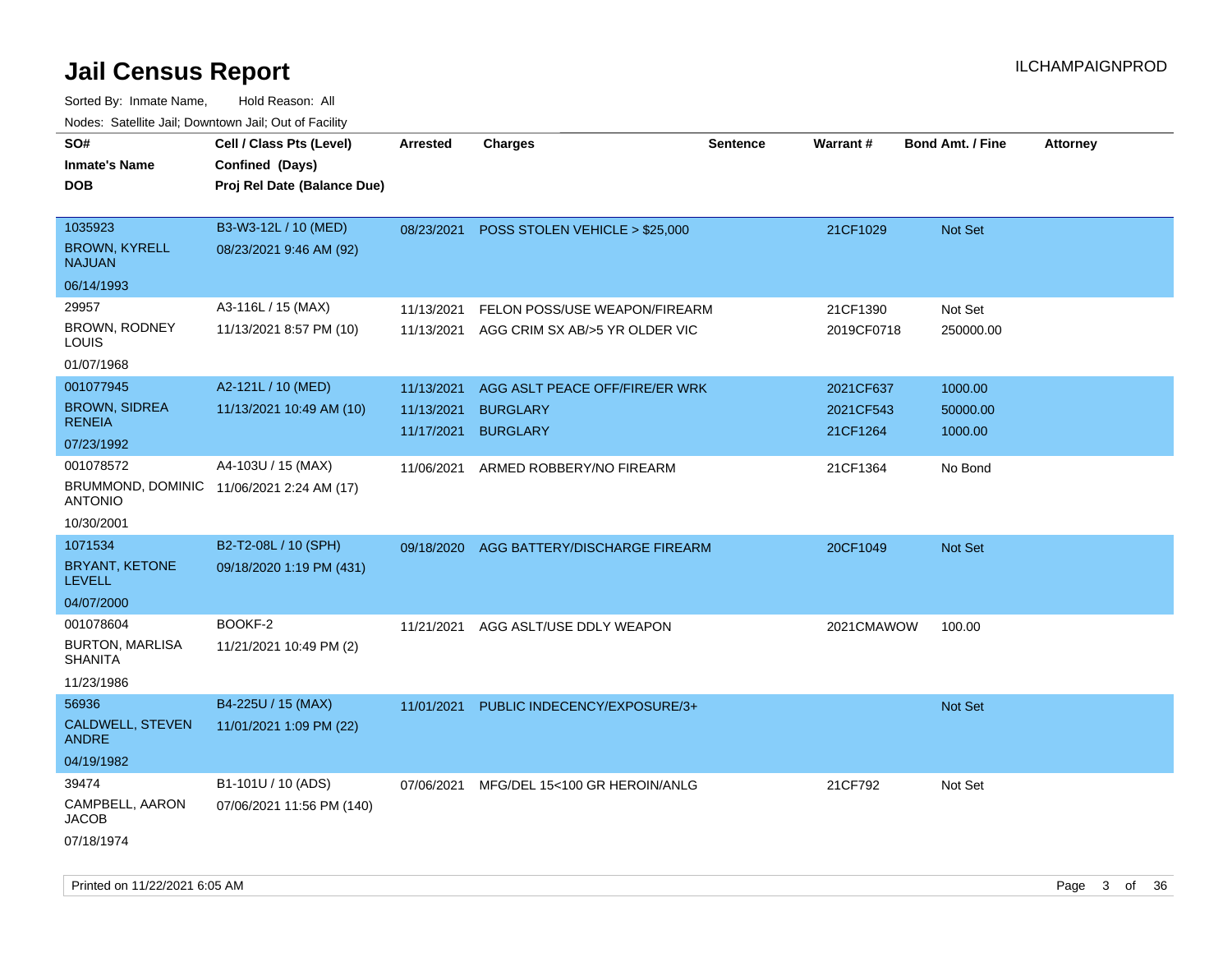# Jail Census Report

ILCHAMPAIGNPROD

Sorted By: Inmate Name, Hold Reason: All

Nodes: Satellite Jail; Downtown Jail; Out of Facility

| SO# / Inmate's Name / DOB | Cell / Class Pts (Level) / Confined (Days) / Proj Rel Date (Balance Due) | Arrested | Charges | Sentence | Warrant # | Bond Amt. / Fine | Attorney |
|---|---|---|---|---|---|---|---|
| 1035923<br>BROWN, KYRELL NAJUAN<br>06/14/1993 | B3-W3-12L / 10 (MED)<br>08/23/2021 9:46 AM (92) | 08/23/2021 | POSS STOLEN VEHICLE > $25,000 | | 21CF1029 | Not Set | |
| 29957<br>BROWN, RODNEY LOUIS<br>01/07/1968 | A3-116L / 15 (MAX)<br>11/13/2021 8:57 PM (10) | 11/13/2021<br>11/13/2021 | FELON POSS/USE WEAPON/FIREARM<br>AGG CRIM SX AB/>5 YR OLDER VIC | | 21CF1390<br>2019CF0718 | Not Set<br>250000.00 | |
| 001077945<br>BROWN, SIDREA RENEIA<br>07/23/1992 | A2-121L / 10 (MED)<br>11/13/2021 10:49 AM (10) | 11/13/2021<br>11/13/2021<br>11/17/2021 | AGG ASLT PEACE OFF/FIRE/ER WRK<br>BURGLARY<br>BURGLARY | | 2021CF637<br>2021CF543<br>21CF1264 | 1000.00<br>50000.00<br>1000.00 | |
| 001078572<br>BRUMMOND, DOMINIC ANTONIO<br>10/30/2001 | A4-103U / 15 (MAX)<br>11/06/2021 2:24 AM (17) | 11/06/2021 | ARMED ROBBERY/NO FIREARM | | 21CF1364 | No Bond | |
| 1071534<br>BRYANT, KETONE LEVELL<br>04/07/2000 | B2-T2-08L / 10 (SPH)<br>09/18/2020 1:19 PM (431) | 09/18/2020 | AGG BATTERY/DISCHARGE FIREARM | | 20CF1049 | Not Set | |
| 001078604<br>BURTON, MARLISA SHANITA<br>11/23/1986 | BOOKF-2<br>11/21/2021 10:49 PM (2) | 11/21/2021 | AGG ASLT/USE DDLY WEAPON | | 2021CMAWOW | 100.00 | |
| 56936<br>CALDWELL, STEVEN ANDRE<br>04/19/1982 | B4-225U / 15 (MAX)<br>11/01/2021 1:09 PM (22) | 11/01/2021 | PUBLIC INDECENCY/EXPOSURE/3+ | | | Not Set | |
| 39474<br>CAMPBELL, AARON JACOB<br>07/18/1974 | B1-101U / 10 (ADS)<br>07/06/2021 11:56 PM (140) | 07/06/2021 | MFG/DEL 15<100 GR HEROIN/ANLG | | 21CF792 | Not Set | |

Printed on 11/22/2021 6:05 AM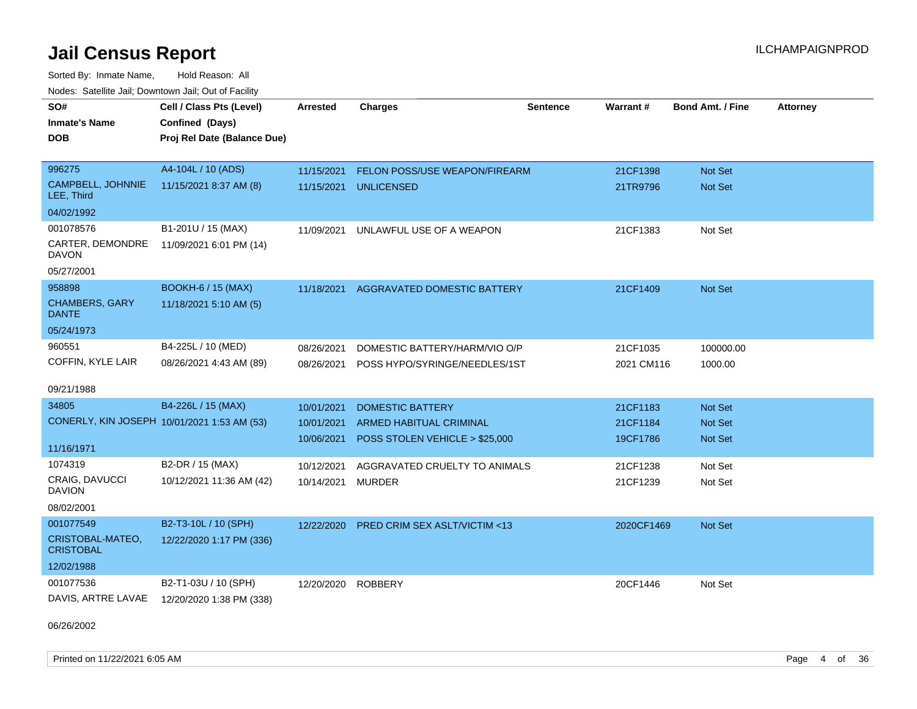# Jail Census Report

ILCHAMPAIGNPROD

Sorted By: Inmate Name, Hold Reason: All

Nodes: Satellite Jail; Downtown Jail; Out of Facility

| SO# / Inmate's Name / DOB | Cell / Class Pts (Level) / Confined (Days) / Proj Rel Date (Balance Due) | Arrested | Charges | Sentence | Warrant # | Bond Amt. / Fine | Attorney |
|---|---|---|---|---|---|---|---|
| 996275<br>CAMPBELL, JOHNNIE LEE, Third<br>04/02/1992 | A4-104L / 10 (ADS)<br>11/15/2021 8:37 AM (8) | 11/15/2021<br>11/15/2021 | FELON POSS/USE WEAPON/FIREARM<br>UNLICENSED | | 21CF1398<br>21TR9796 | Not Set<br>Not Set | |
| 001078576<br>CARTER, DEMONDRE DAVON<br>05/27/2001 | B1-201U / 15 (MAX)<br>11/09/2021 6:01 PM (14) | 11/09/2021 | UNLAWFUL USE OF A WEAPON | | 21CF1383 | Not Set | |
| 958898<br>CHAMBERS, GARY DANTE<br>05/24/1973 | BOOKH-6 / 15 (MAX)<br>11/18/2021 5:10 AM (5) | 11/18/2021 | AGGRAVATED DOMESTIC BATTERY | | 21CF1409 | Not Set | |
| 960551<br>COFFIN, KYLE LAIR<br>09/21/1988 | B4-225L / 10 (MED)<br>08/26/2021 4:43 AM (89) | 08/26/2021<br>08/26/2021 | DOMESTIC BATTERY/HARM/VIO O/P<br>POSS HYPO/SYRINGE/NEEDLES/1ST | | 21CF1035<br>2021 CM116 | 100000.00<br>1000.00 | |
| 34805<br>CONERLY, KIN JOSEPH<br>11/16/1971 | B4-226L / 15 (MAX)<br>10/01/2021 1:53 AM (53) | 10/01/2021<br>10/01/2021<br>10/06/2021 | DOMESTIC BATTERY<br>ARMED HABITUAL CRIMINAL<br>POSS STOLEN VEHICLE > $25,000 | | 21CF1183<br>21CF1184<br>19CF1786 | Not Set<br>Not Set<br>Not Set | |
| 1074319<br>CRAIG, DAVUCCI DAVION<br>08/02/2001 | B2-DR / 15 (MAX)<br>10/12/2021 11:36 AM (42) | 10/12/2021<br>10/14/2021 | AGGRAVATED CRUELTY TO ANIMALS<br>MURDER | | 21CF1238<br>21CF1239 | Not Set<br>Not Set | |
| 001077549<br>CRISTOBAL-MATEO, CRISTOBAL<br>12/02/1988 | B2-T3-10L / 10 (SPH)<br>12/22/2020 1:17 PM (336) | 12/22/2020 | PRED CRIM SEX ASLT/VICTIM <13 | | 2020CF1469 | Not Set | |
| 001077536<br>DAVIS, ARTRE LAVAE<br>06/26/2002 | B2-T1-03U / 10 (SPH)<br>12/20/2020 1:38 PM (338) | 12/20/2020 | ROBBERY | | 20CF1446 | Not Set | |

Printed on 11/22/2021 6:05 AM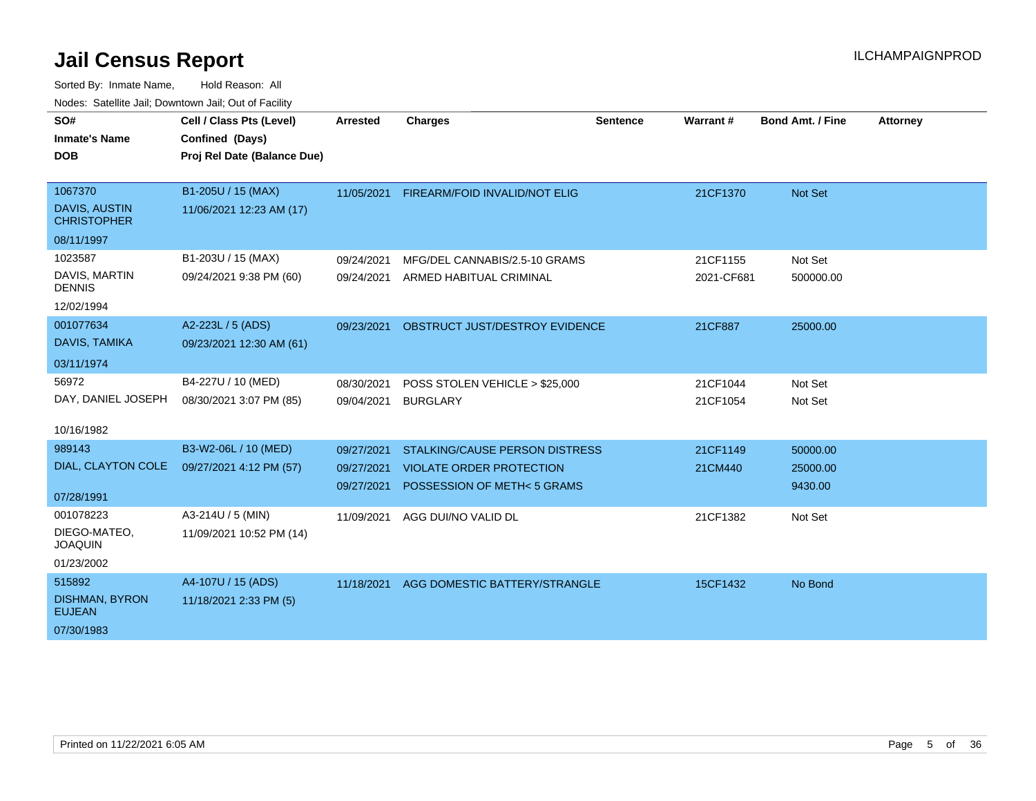# Jail Census Report

ILCHAMPAIGNPROD

Sorted By: Inmate Name, Hold Reason: All

Nodes: Satellite Jail; Downtown Jail; Out of Facility

| SO# / Inmate's Name / DOB | Cell / Class Pts (Level) / Confined (Days) / Proj Rel Date (Balance Due) | Arrested | Charges | Sentence | Warrant # | Bond Amt. / Fine | Attorney |
|---|---|---|---|---|---|---|---|
| 1067370<br>DAVIS, AUSTIN CHRISTOPHER<br>08/11/1997 | B1-205U / 15 (MAX)<br>11/06/2021 12:23 AM (17) | 11/05/2021 | FIREARM/FOID INVALID/NOT ELIG | | 21CF1370 | Not Set | |
| 1023587<br>DAVIS, MARTIN DENNIS<br>12/02/1994 | B1-203U / 15 (MAX)<br>09/24/2021 9:38 PM (60) | 09/24/2021<br>09/24/2021 | MFG/DEL CANNABIS/2.5-10 GRAMS<br>ARMED HABITUAL CRIMINAL | | 21CF1155<br>2021-CF681 | Not Set<br>500000.00 | |
| 001077634<br>DAVIS, TAMIKA<br>03/11/1974 | A2-223L / 5 (ADS)<br>09/23/2021 12:30 AM (61) | 09/23/2021 | OBSTRUCT JUST/DESTROY EVIDENCE | | 21CF887 | 25000.00 | |
| 56972<br>DAY, DANIEL JOSEPH<br>10/16/1982 | B4-227U / 10 (MED)<br>08/30/2021 3:07 PM (85) | 08/30/2021<br>09/04/2021 | POSS STOLEN VEHICLE > $25,000<br>BURGLARY | | 21CF1044<br>21CF1054 | Not Set<br>Not Set | |
| 989143<br>DIAL, CLAYTON COLE<br>07/28/1991 | B3-W2-06L / 10 (MED)<br>09/27/2021 4:12 PM (57) | 09/27/2021<br>09/27/2021<br>09/27/2021 | STALKING/CAUSE PERSON DISTRESS<br>VIOLATE ORDER PROTECTION<br>POSSESSION OF METH< 5 GRAMS | | 21CF1149<br>21CM440 | 50000.00<br>25000.00<br>9430.00 | |
| 001078223<br>DIEGO-MATEO, JOAQUIN<br>01/23/2002 | A3-214U / 5 (MIN)<br>11/09/2021 10:52 PM (14) | 11/09/2021 | AGG DUI/NO VALID DL | | 21CF1382 | Not Set | |
| 515892<br>DISHMAN, BYRON EUJEAN<br>07/30/1983 | A4-107U / 15 (ADS)<br>11/18/2021 2:33 PM (5) | 11/18/2021 | AGG DOMESTIC BATTERY/STRANGLE | | 15CF1432 | No Bond | |

Printed on 11/22/2021 6:05 AM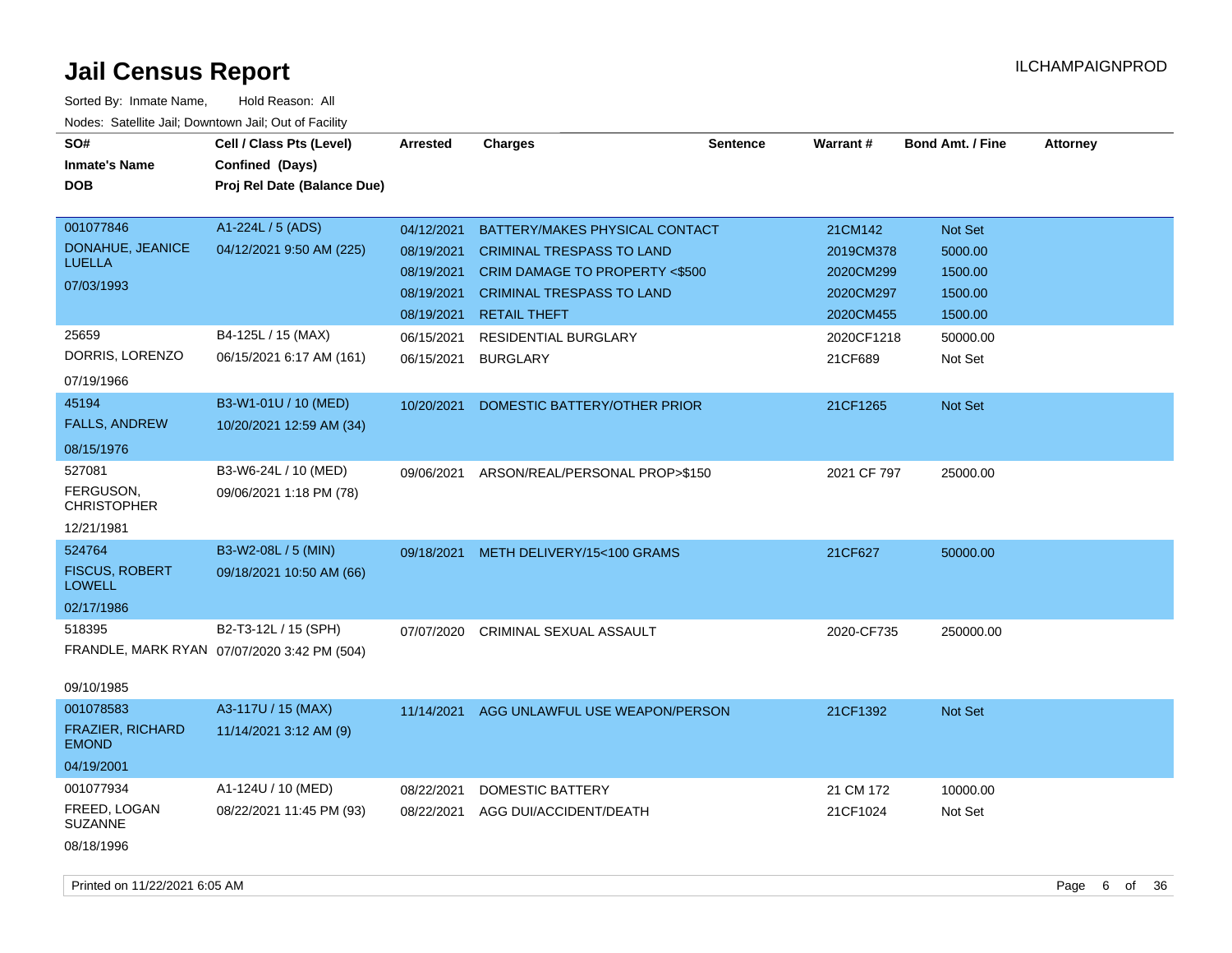# Jail Census Report

Sorted By: Inmate Name,     Hold Reason: All

Nodes: Satellite Jail; Downtown Jail; Out of Facility

| SO# / Inmate's Name / DOB | Cell / Class Pts (Level) / Confined (Days) / Proj Rel Date (Balance Due) | Arrested | Charges | Sentence | Warrant # | Bond Amt. / Fine | Attorney |
|---|---|---|---|---|---|---|---|
| 001077846<br>DONAHUE, JEANICE LUELLA<br>07/03/1993 | A1-224L / 5 (ADS)<br>04/12/2021 9:50 AM (225) | 04/12/2021 | BATTERY/MAKES PHYSICAL CONTACT | | 21CM142 | Not Set | |
| | | 08/19/2021 | CRIMINAL TRESPASS TO LAND | | 2019CM378 | 5000.00 | |
| | | 08/19/2021 | CRIM DAMAGE TO PROPERTY <$500 | | 2020CM299 | 1500.00 | |
| | | 08/19/2021 | CRIMINAL TRESPASS TO LAND | | 2020CM297 | 1500.00 | |
| | | 08/19/2021 | RETAIL THEFT | | 2020CM455 | 1500.00 | |
| 25659<br>DORRIS, LORENZO<br>07/19/1966 | B4-125L / 15 (MAX)<br>06/15/2021 6:17 AM (161) | 06/15/2021 | RESIDENTIAL BURGLARY | | 2020CF1218 | 50000.00 | |
| | | 06/15/2021 | BURGLARY | | 21CF689 | Not Set | |
| 45194<br>FALLS, ANDREW<br>08/15/1976 | B3-W1-01U / 10 (MED)<br>10/20/2021 12:59 AM (34) | 10/20/2021 | DOMESTIC BATTERY/OTHER PRIOR | | 21CF1265 | Not Set | |
| 527081<br>FERGUSON, CHRISTOPHER<br>12/21/1981 | B3-W6-24L / 10 (MED)<br>09/06/2021 1:18 PM (78) | 09/06/2021 | ARSON/REAL/PERSONAL PROP>$150 | | 2021 CF 797 | 25000.00 | |
| 524764<br>FISCUS, ROBERT LOWELL<br>02/17/1986 | B3-W2-08L / 5 (MIN)<br>09/18/2021 10:50 AM (66) | 09/18/2021 | METH DELIVERY/15<100 GRAMS | | 21CF627 | 50000.00 | |
| 518395<br>FRANDLE, MARK RYAN<br>09/10/1985 | B2-T3-12L / 15 (SPH)<br>07/07/2020 3:42 PM (504) | 07/07/2020 | CRIMINAL SEXUAL ASSAULT | | 2020-CF735 | 250000.00 | |
| 001078583<br>FRAZIER, RICHARD EMOND<br>04/19/2001 | A3-117U / 15 (MAX)<br>11/14/2021 3:12 AM (9) | 11/14/2021 | AGG UNLAWFUL USE WEAPON/PERSON | | 21CF1392 | Not Set | |
| 001077934<br>FREED, LOGAN SUZANNE<br>08/18/1996 | A1-124U / 10 (MED)<br>08/22/2021 11:45 PM (93) | 08/22/2021 | DOMESTIC BATTERY | | 21 CM 172 | 10000.00 | |
| | | 08/22/2021 | AGG DUI/ACCIDENT/DEATH | | 21CF1024 | Not Set | |

Printed on 11/22/2021 6:05 AM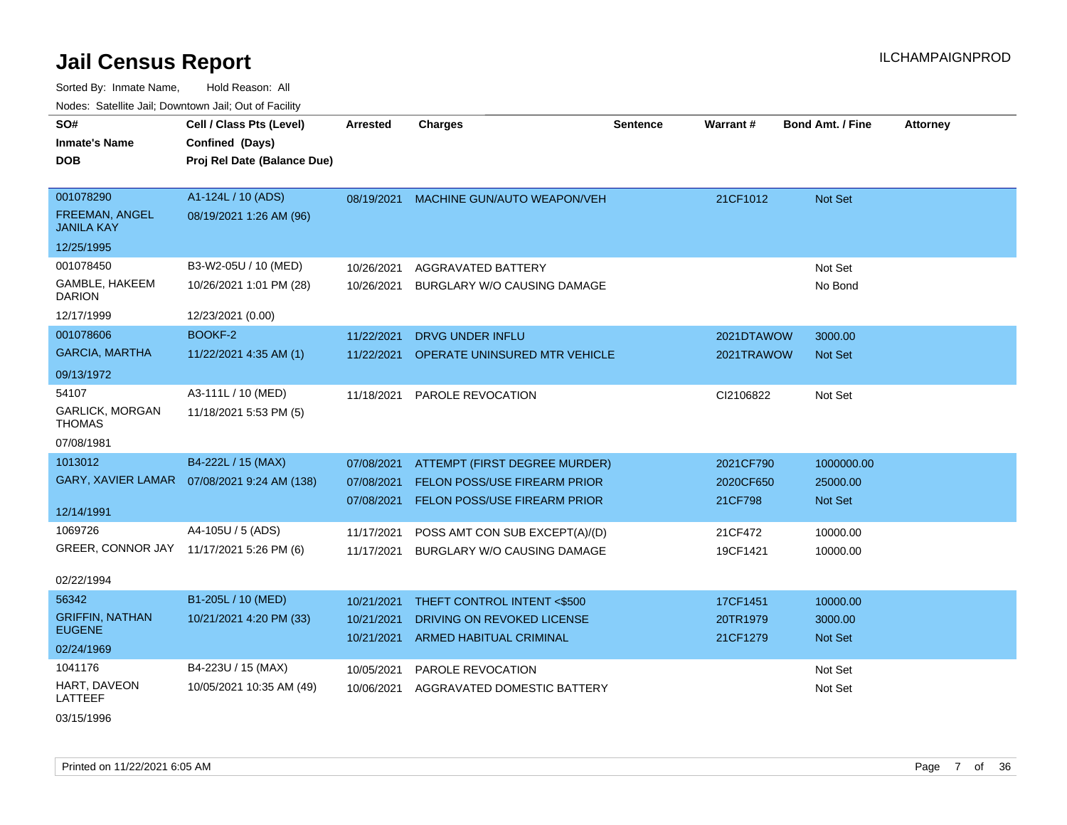# Jail Census Report

Sorted By: Inmate Name, Hold Reason: All

Nodes: Satellite Jail; Downtown Jail; Out of Facility

| SO# / Inmate's Name / DOB | Cell / Class Pts (Level) / Confined (Days) / Proj Rel Date (Balance Due) | Arrested | Charges | Sentence | Warrant # | Bond Amt. / Fine | Attorney |
|---|---|---|---|---|---|---|---|
| 001078290<br>FREEMAN, ANGEL JANILA KAY<br>12/25/1995 | A1-124L / 10 (ADS)<br>08/19/2021 1:26 AM (96) | 08/19/2021 | MACHINE GUN/AUTO WEAPON/VEH | | 21CF1012 | Not Set | |
| 001078450<br>GAMBLE, HAKEEM DARION<br>12/17/1999 | B3-W2-05U / 10 (MED)<br>10/26/2021 1:01 PM (28)<br>12/23/2021 (0.00) | 10/26/2021 | AGGRAVATED BATTERY | | | Not Set | |
| | | 10/26/2021 | BURGLARY W/O CAUSING DAMAGE | | | No Bond | |
| 001078606<br>GARCIA, MARTHA<br>09/13/1972 | BOOKF-2<br>11/22/2021 4:35 AM (1) | 11/22/2021 | DRVG UNDER INFLU | | 2021DTAWOW | 3000.00 | |
| | | 11/22/2021 | OPERATE UNINSURED MTR VEHICLE | | 2021TRAWOW | Not Set | |
| 54107<br>GARLICK, MORGAN THOMAS<br>07/08/1981 | A3-111L / 10 (MED)<br>11/18/2021 5:53 PM (5) | 11/18/2021 | PAROLE REVOCATION | | CI2106822 | Not Set | |
| 1013012<br>GARY, XAVIER LAMAR<br>12/14/1991 | B4-222L / 15 (MAX)<br>07/08/2021 9:24 AM (138) | 07/08/2021 | ATTEMPT (FIRST DEGREE MURDER) | | 2021CF790 | 1000000.00 | |
| | | 07/08/2021 | FELON POSS/USE FIREARM PRIOR | | 2020CF650 | 25000.00 | |
| | | 07/08/2021 | FELON POSS/USE FIREARM PRIOR | | 21CF798 | Not Set | |
| 1069726<br>GREER, CONNOR JAY<br>02/22/1994 | A4-105U / 5 (ADS)<br>11/17/2021 5:26 PM (6) | 11/17/2021 | POSS AMT CON SUB EXCEPT(A)/(D) | | 21CF472 | 10000.00 | |
| | | 11/17/2021 | BURGLARY W/O CAUSING DAMAGE | | 19CF1421 | 10000.00 | |
| 56342<br>GRIFFIN, NATHAN EUGENE<br>02/24/1969 | B1-205L / 10 (MED)<br>10/21/2021 4:20 PM (33) | 10/21/2021 | THEFT CONTROL INTENT <$500 | | 17CF1451 | 10000.00 | |
| | | 10/21/2021 | DRIVING ON REVOKED LICENSE | | 20TR1979 | 3000.00 | |
| | | 10/21/2021 | ARMED HABITUAL CRIMINAL | | 21CF1279 | Not Set | |
| 1041176<br>HART, DAVEON LATTEEF<br>03/15/1996 | B4-223U / 15 (MAX)<br>10/05/2021 10:35 AM (49) | 10/05/2021 | PAROLE REVOCATION | | | Not Set | |
| | | 10/06/2021 | AGGRAVATED DOMESTIC BATTERY | | | Not Set | |

Printed on 11/22/2021 6:05 AM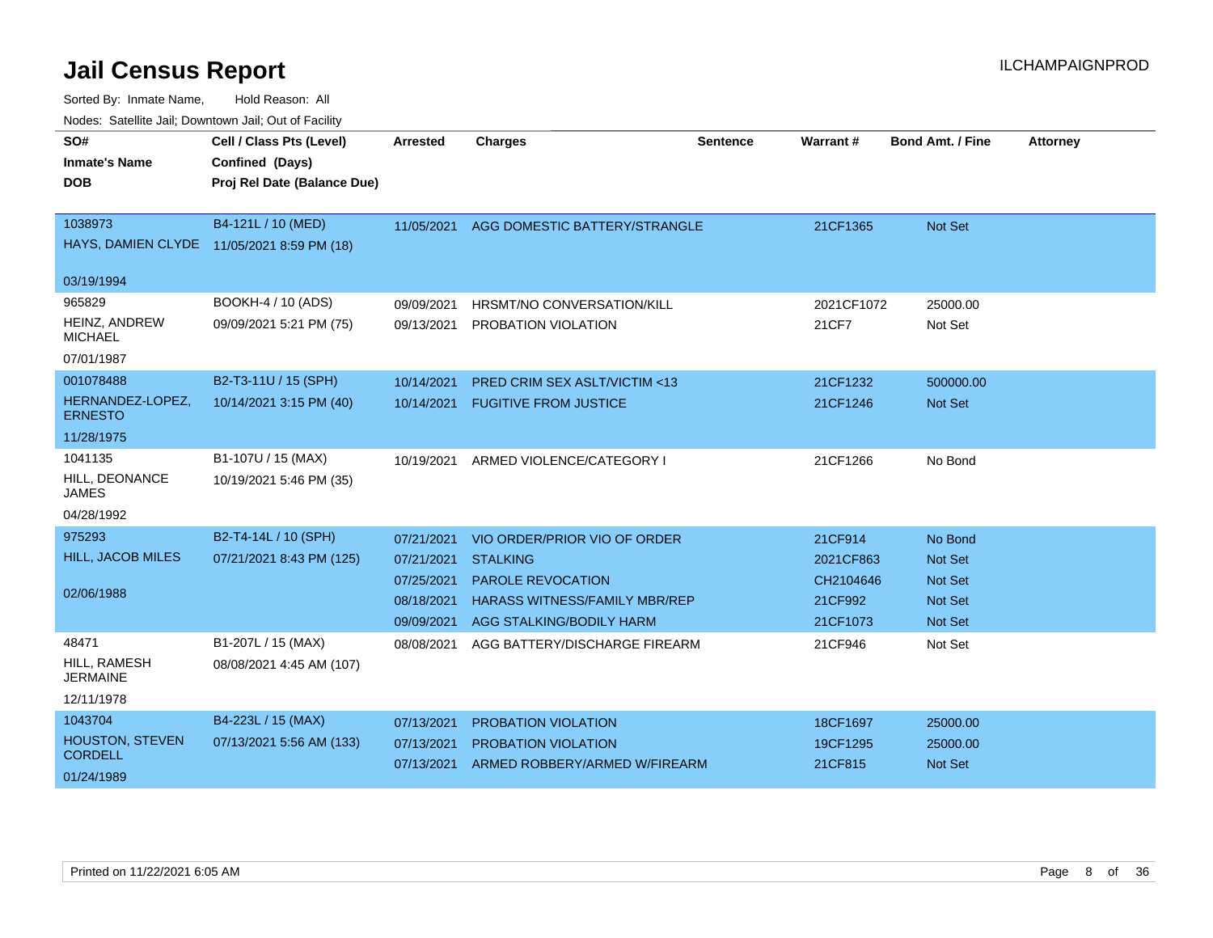# Jail Census Report

ILCHAMPAIGNPROD

Sorted By: Inmate Name, Hold Reason: All

Nodes: Satellite Jail; Downtown Jail; Out of Facility

| SO# / Inmate's Name / DOB | Cell / Class Pts (Level) / Confined (Days) / Proj Rel Date (Balance Due) | Arrested | Charges | Sentence | Warrant # | Bond Amt. / Fine | Attorney |
|---|---|---|---|---|---|---|---|
| 1038973<br>HAYS, DAMIEN CLYDE<br>03/19/1994 | B4-121L / 10 (MED)<br>11/05/2021 8:59 PM (18) | 11/05/2021 | AGG DOMESTIC BATTERY/STRANGLE | | 21CF1365 | Not Set | |
| 965829<br>HEINZ, ANDREW MICHAEL<br>07/01/1987 | BOOKH-4 / 10 (ADS)<br>09/09/2021 5:21 PM (75) | 09/09/2021 | HRSMT/NO CONVERSATION/KILL | | 2021CF1072 | 25000.00 | |
| | | 09/13/2021 | PROBATION VIOLATION | | 21CF7 | Not Set | |
| 001078488<br>HERNANDEZ-LOPEZ, ERNESTO<br>11/28/1975 | B2-T3-11U / 15 (SPH)<br>10/14/2021 3:15 PM (40) | 10/14/2021 | PRED CRIM SEX ASLT/VICTIM <13 | | 21CF1232 | 500000.00 | |
| | | 10/14/2021 | FUGITIVE FROM JUSTICE | | 21CF1246 | Not Set | |
| 1041135<br>HILL, DEONANCE JAMES<br>04/28/1992 | B1-107U / 15 (MAX)<br>10/19/2021 5:46 PM (35) | 10/19/2021 | ARMED VIOLENCE/CATEGORY I | | 21CF1266 | No Bond | |
| 975293<br>HILL, JACOB MILES<br>02/06/1988 | B2-T4-14L / 10 (SPH)<br>07/21/2021 8:43 PM (125) | 07/21/2021 | VIO ORDER/PRIOR VIO OF ORDER | | 21CF914 | No Bond | |
| | | 07/21/2021 | STALKING | | 2021CF863 | Not Set | |
| | | 07/25/2021 | PAROLE REVOCATION | | CH2104646 | Not Set | |
| | | 08/18/2021 | HARASS WITNESS/FAMILY MBR/REP | | 21CF992 | Not Set | |
| | | 09/09/2021 | AGG STALKING/BODILY HARM | | 21CF1073 | Not Set | |
| 48471<br>HILL, RAMESH JERMAINE<br>12/11/1978 | B1-207L / 15 (MAX)<br>08/08/2021 4:45 AM (107) | 08/08/2021 | AGG BATTERY/DISCHARGE FIREARM | | 21CF946 | Not Set | |
| 1043704<br>HOUSTON, STEVEN CORDELL<br>01/24/1989 | B4-223L / 15 (MAX)<br>07/13/2021 5:56 AM (133) | 07/13/2021 | PROBATION VIOLATION | | 18CF1697 | 25000.00 | |
| | | 07/13/2021 | PROBATION VIOLATION | | 19CF1295 | 25000.00 | |
| | | 07/13/2021 | ARMED ROBBERY/ARMED W/FIREARM | | 21CF815 | Not Set | |

Printed on 11/22/2021 6:05 AM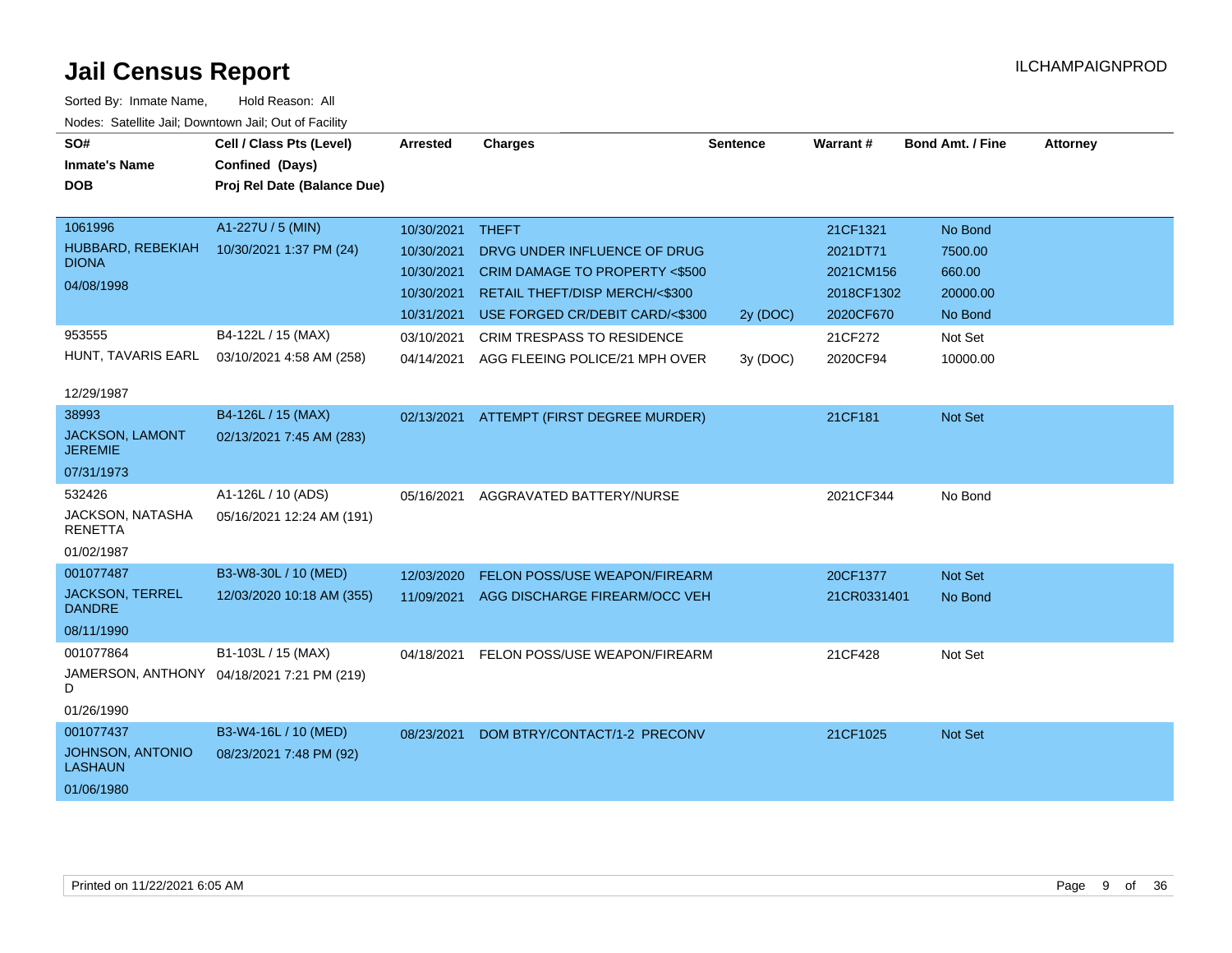# Jail Census Report

ILCHAMPAIGNPROD

Sorted By: Inmate Name, Hold Reason: All

Nodes: Satellite Jail; Downtown Jail; Out of Facility

| SO# / Inmate's Name / DOB | Cell / Class Pts (Level) / Confined (Days) / Proj Rel Date (Balance Due) | Arrested | Charges | Sentence | Warrant # | Bond Amt. / Fine | Attorney |
|---|---|---|---|---|---|---|---|
| 1061996<br>HUBBARD, REBEKIAH DIONA<br>04/08/1998 | A1-227U / 5 (MIN)<br>10/30/2021 1:37 PM (24) | 10/30/2021 | THEFT | | 21CF1321 | No Bond | |
| | | 10/30/2021 | DRVG UNDER INFLUENCE OF DRUG | | 2021DT71 | 7500.00 | |
| | | 10/30/2021 | CRIM DAMAGE TO PROPERTY <$500 | | 2021CM156 | 660.00 | |
| | | 10/30/2021 | RETAIL THEFT/DISP MERCH/<$300 | | 2018CF1302 | 20000.00 | |
| | | 10/31/2021 | USE FORGED CR/DEBIT CARD/<$300 | 2y (DOC) | 2020CF670 | No Bond | |
| 953555<br>HUNT, TAVARIS EARL<br>12/29/1987 | B4-122L / 15 (MAX)<br>03/10/2021 4:58 AM (258) | 03/10/2021 | CRIM TRESPASS TO RESIDENCE | | 21CF272 | Not Set | |
| | | 04/14/2021 | AGG FLEEING POLICE/21 MPH OVER | 3y (DOC) | 2020CF94 | 10000.00 | |
| 38993<br>JACKSON, LAMONT JEREMIE<br>07/31/1973 | B4-126L / 15 (MAX)<br>02/13/2021 7:45 AM (283) | 02/13/2021 | ATTEMPT (FIRST DEGREE MURDER) | | 21CF181 | Not Set | |
| 532426<br>JACKSON, NATASHA RENETTA<br>01/02/1987 | A1-126L / 10 (ADS)<br>05/16/2021 12:24 AM (191) | 05/16/2021 | AGGRAVATED BATTERY/NURSE | | 2021CF344 | No Bond | |
| 001077487<br>JACKSON, TERREL DANDRE<br>08/11/1990 | B3-W8-30L / 10 (MED)<br>12/03/2020 10:18 AM (355) | 12/03/2020 | FELON POSS/USE WEAPON/FIREARM | | 20CF1377 | Not Set | |
| | | 11/09/2021 | AGG DISCHARGE FIREARM/OCC VEH | | 21CR0331401 | No Bond | |
| 001077864<br>JAMERSON, ANTHONY D<br>01/26/1990 | B1-103L / 15 (MAX)<br>04/18/2021 7:21 PM (219) | 04/18/2021 | FELON POSS/USE WEAPON/FIREARM | | 21CF428 | Not Set | |
| 001077437<br>JOHNSON, ANTONIO LASHAUN<br>01/06/1980 | B3-W4-16L / 10 (MED)<br>08/23/2021 7:48 PM (92) | 08/23/2021 | DOM BTRY/CONTACT/1-2 PRECONV | | 21CF1025 | Not Set | |

Printed on 11/22/2021 6:05 AM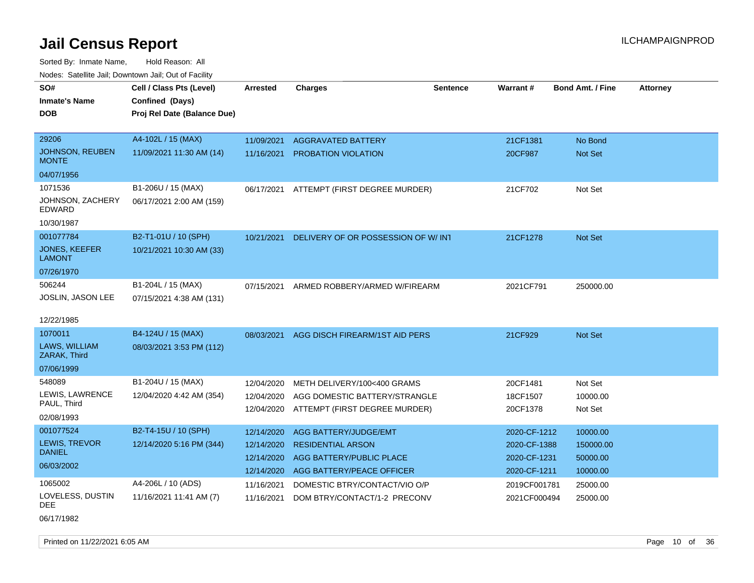# Jail Census Report

ILCHAMPAIGNPROD

Sorted By: Inmate Name, Hold Reason: All

Nodes: Satellite Jail; Downtown Jail; Out of Facility

| SO# / Inmate's Name / DOB | Cell / Class Pts (Level) / Confined (Days) / Proj Rel Date (Balance Due) | Arrested | Charges | Sentence | Warrant # | Bond Amt. / Fine | Attorney |
|---|---|---|---|---|---|---|---|
| 29206<br>JOHNSON, REUBEN MONTE<br>04/07/1956 | A4-102L / 15 (MAX)<br>11/09/2021 11:30 AM (14) | 11/09/2021 | AGGRAVATED BATTERY | | 21CF1381 | No Bond | |
| | | 11/16/2021 | PROBATION VIOLATION | | 20CF987 | Not Set | |
| 1071536<br>JOHNSON, ZACHERY EDWARD<br>10/30/1987 | B1-206U / 15 (MAX)<br>06/17/2021 2:00 AM (159) | 06/17/2021 | ATTEMPT (FIRST DEGREE MURDER) | | 21CF702 | Not Set | |
| 001077784<br>JONES, KEEFER LAMONT<br>07/26/1970 | B2-T1-01U / 10 (SPH)<br>10/21/2021 10:30 AM (33) | 10/21/2021 | DELIVERY OF OR POSSESSION OF W/ INT | | 21CF1278 | Not Set | |
| 506244<br>JOSLIN, JASON LEE<br>12/22/1985 | B1-204L / 15 (MAX)<br>07/15/2021 4:38 AM (131) | 07/15/2021 | ARMED ROBBERY/ARMED W/FIREARM | | 2021CF791 | 250000.00 | |
| 1070011<br>LAWS, WILLIAM ZARAK, Third<br>07/06/1999 | B4-124U / 15 (MAX)<br>08/03/2021 3:53 PM (112) | 08/03/2021 | AGG DISCH FIREARM/1ST AID PERS | | 21CF929 | Not Set | |
| 548089<br>LEWIS, LAWRENCE PAUL, Third<br>02/08/1993 | B1-204U / 15 (MAX)<br>12/04/2020 4:42 AM (354) | 12/04/2020 | METH DELIVERY/100<400 GRAMS | | 20CF1481 | Not Set | |
| | | 12/04/2020 | AGG DOMESTIC BATTERY/STRANGLE | | 18CF1507 | 10000.00 | |
| | | 12/04/2020 | ATTEMPT (FIRST DEGREE MURDER) | | 20CF1378 | Not Set | |
| 001077524<br>LEWIS, TREVOR DANIEL<br>06/03/2002 | B2-T4-15U / 10 (SPH)<br>12/14/2020 5:16 PM (344) | 12/14/2020 | AGG BATTERY/JUDGE/EMT | | 2020-CF-1212 | 10000.00 | |
| | | 12/14/2020 | RESIDENTIAL ARSON | | 2020-CF-1388 | 150000.00 | |
| | | 12/14/2020 | AGG BATTERY/PUBLIC PLACE | | 2020-CF-1231 | 50000.00 | |
| | | 12/14/2020 | AGG BATTERY/PEACE OFFICER | | 2020-CF-1211 | 10000.00 | |
| 1065002<br>LOVELESS, DUSTIN DEE<br>06/17/1982 | A4-206L / 10 (ADS)<br>11/16/2021 11:41 AM (7) | 11/16/2021 | DOMESTIC BTRY/CONTACT/VIO O/P | | 2019CF001781 | 25000.00 | |
| | | 11/16/2021 | DOM BTRY/CONTACT/1-2 PRECONV | | 2021CF000494 | 25000.00 | |

Printed on 11/22/2021 6:05 AM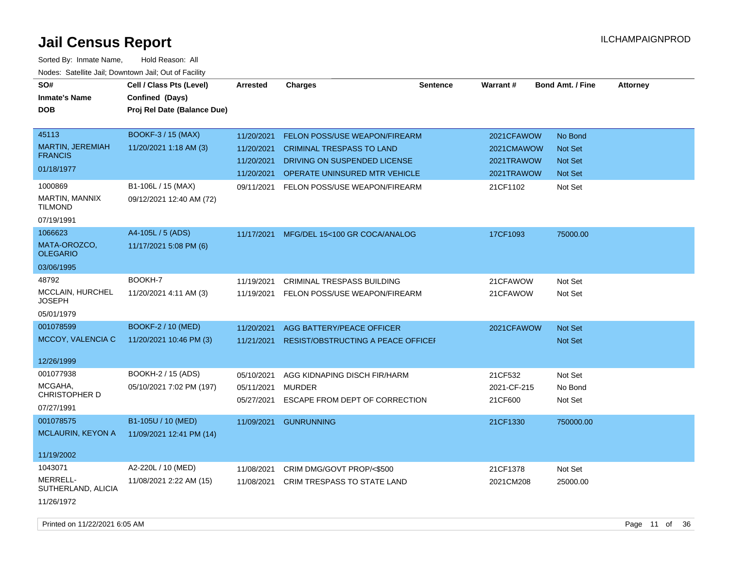# Jail Census Report

ILCHAMPAIGNPROD

Sorted By: Inmate Name, Hold Reason: All

Nodes: Satellite Jail; Downtown Jail; Out of Facility

| SO# / Inmate's Name / DOB | Cell / Class Pts (Level) / Confined (Days) / Proj Rel Date (Balance Due) | Arrested | Charges | Sentence | Warrant # | Bond Amt. / Fine | Attorney |
|---|---|---|---|---|---|---|---|
| 45113<br>MARTIN, JEREMIAH FRANCIS<br>01/18/1977 | BOOKF-3 / 15 (MAX)<br>11/20/2021 1:18 AM (3) | 11/20/2021 | FELON POSS/USE WEAPON/FIREARM | | 2021CFAWOW | No Bond | |
| | | 11/20/2021 | CRIMINAL TRESPASS TO LAND | | 2021CMAWOW | Not Set | |
| | | 11/20/2021 | DRIVING ON SUSPENDED LICENSE | | 2021TRAWOW | Not Set | |
| | | 11/20/2021 | OPERATE UNINSURED MTR VEHICLE | | 2021TRAWOW | Not Set | |
| 1000869<br>MARTIN, MANNIX TILMOND<br>07/19/1991 | B1-106L / 15 (MAX)<br>09/12/2021 12:40 AM (72) | 09/11/2021 | FELON POSS/USE WEAPON/FIREARM | | 21CF1102 | Not Set | |
| 1066623<br>MATA-OROZCO, OLEGARIO<br>03/06/1995 | A4-105L / 5 (ADS)<br>11/17/2021 5:08 PM (6) | 11/17/2021 | MFG/DEL 15<100 GR COCA/ANALOG | | 17CF1093 | 75000.00 | |
| 48792<br>MCCLAIN, HURCHEL JOSEPH<br>05/01/1979 | BOOKH-7<br>11/20/2021 4:11 AM (3) | 11/19/2021 | CRIMINAL TRESPASS BUILDING | | 21CFAWOW | Not Set | |
| | | 11/19/2021 | FELON POSS/USE WEAPON/FIREARM | | 21CFAWOW | Not Set | |
| 001078599<br>MCCOY, VALENCIA C<br>12/26/1999 | BOOKF-2 / 10 (MED)<br>11/20/2021 10:46 PM (3) | 11/20/2021 | AGG BATTERY/PEACE OFFICER | | 2021CFAWOW | Not Set | |
| | | 11/21/2021 | RESIST/OBSTRUCTING A PEACE OFFICEI | | | Not Set | |
| 001077938<br>MCGAHA, CHRISTOPHER D<br>07/27/1991 | BOOKH-2 / 15 (ADS)<br>05/10/2021 7:02 PM (197) | 05/10/2021 | AGG KIDNAPING DISCH FIR/HARM | | 21CF532 | Not Set | |
| | | 05/11/2021 | MURDER | | 2021-CF-215 | No Bond | |
| | | 05/27/2021 | ESCAPE FROM DEPT OF CORRECTION | | 21CF600 | Not Set | |
| 001078575<br>MCLAURIN, KEYON A<br>11/19/2002 | B1-105U / 10 (MED)<br>11/09/2021 12:41 PM (14) | 11/09/2021 | GUNRUNNING | | 21CF1330 | 750000.00 | |
| 1043071<br>MERRELL-SUTHERLAND, ALICIA<br>11/26/1972 | A2-220L / 10 (MED)<br>11/08/2021 2:22 AM (15) | 11/08/2021 | CRIM DMG/GOVT PROP/<$500 | | 21CF1378 | Not Set | |
| | | 11/08/2021 | CRIM TRESPASS TO STATE LAND | | 2021CM208 | 25000.00 | |

Printed on 11/22/2021 6:05 AM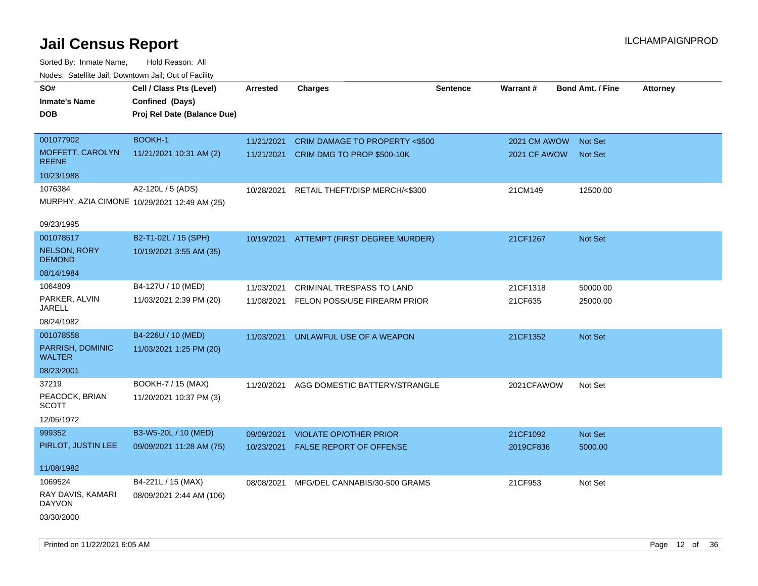# Jail Census Report

ILCHAMPAIGNPROD

Sorted By: Inmate Name, Hold Reason: All

Nodes: Satellite Jail; Downtown Jail; Out of Facility

| SO# / Inmate's Name / DOB | Cell / Class Pts (Level) / Confined (Days) / Proj Rel Date (Balance Due) | Arrested | Charges | Sentence | Warrant # | Bond Amt. / Fine | Attorney |
|---|---|---|---|---|---|---|---|
| 001077902<br>MOFFETT, CAROLYN REENE<br>10/23/1988 | BOOKH-1<br>11/21/2021 10:31 AM (2) | 11/21/2021<br>11/21/2021 | CRIM DAMAGE TO PROPERTY <$500<br>CRIM DMG TO PROP $500-10K | | 2021 CM AWOW<br>2021 CF AWOW | Not Set<br>Not Set | |
| 1076384<br>MURPHY, AZIA CIMONE<br>09/23/1995 | A2-120L / 5 (ADS)<br>10/29/2021 12:49 AM (25) | 10/28/2021 | RETAIL THEFT/DISP MERCH/<$300 | | 21CM149 | 12500.00 | |
| 001078517<br>NELSON, RORY DEMOND<br>08/14/1984 | B2-T1-02L / 15 (SPH)<br>10/19/2021 3:55 AM (35) | 10/19/2021 | ATTEMPT (FIRST DEGREE MURDER) | | 21CF1267 | Not Set | |
| 1064809<br>PARKER, ALVIN JARELL<br>08/24/1982 | B4-127U / 10 (MED)<br>11/03/2021 2:39 PM (20) | 11/03/2021<br>11/08/2021 | CRIMINAL TRESPASS TO LAND<br>FELON POSS/USE FIREARM PRIOR | | 21CF1318<br>21CF635 | 50000.00<br>25000.00 | |
| 001078558<br>PARRISH, DOMINIC WALTER<br>08/23/2001 | B4-226U / 10 (MED)<br>11/03/2021 1:25 PM (20) | 11/03/2021 | UNLAWFUL USE OF A WEAPON | | 21CF1352 | Not Set | |
| 37219<br>PEACOCK, BRIAN SCOTT<br>12/05/1972 | BOOKH-7 / 15 (MAX)<br>11/20/2021 10:37 PM (3) | 11/20/2021 | AGG DOMESTIC BATTERY/STRANGLE | | 2021CFAWOW | Not Set | |
| 999352<br>PIRLOT, JUSTIN LEE<br>11/08/1982 | B3-W5-20L / 10 (MED)<br>09/09/2021 11:28 AM (75) | 09/09/2021<br>10/23/2021 | VIOLATE OP/OTHER PRIOR<br>FALSE REPORT OF OFFENSE | | 21CF1092<br>2019CF836 | Not Set<br>5000.00 | |
| 1069524<br>RAY DAVIS, KAMARI DAYVON<br>03/30/2000 | B4-221L / 15 (MAX)<br>08/09/2021 2:44 AM (106) | 08/08/2021 | MFG/DEL CANNABIS/30-500 GRAMS | | 21CF953 | Not Set | |

Printed on 11/22/2021 6:05 AM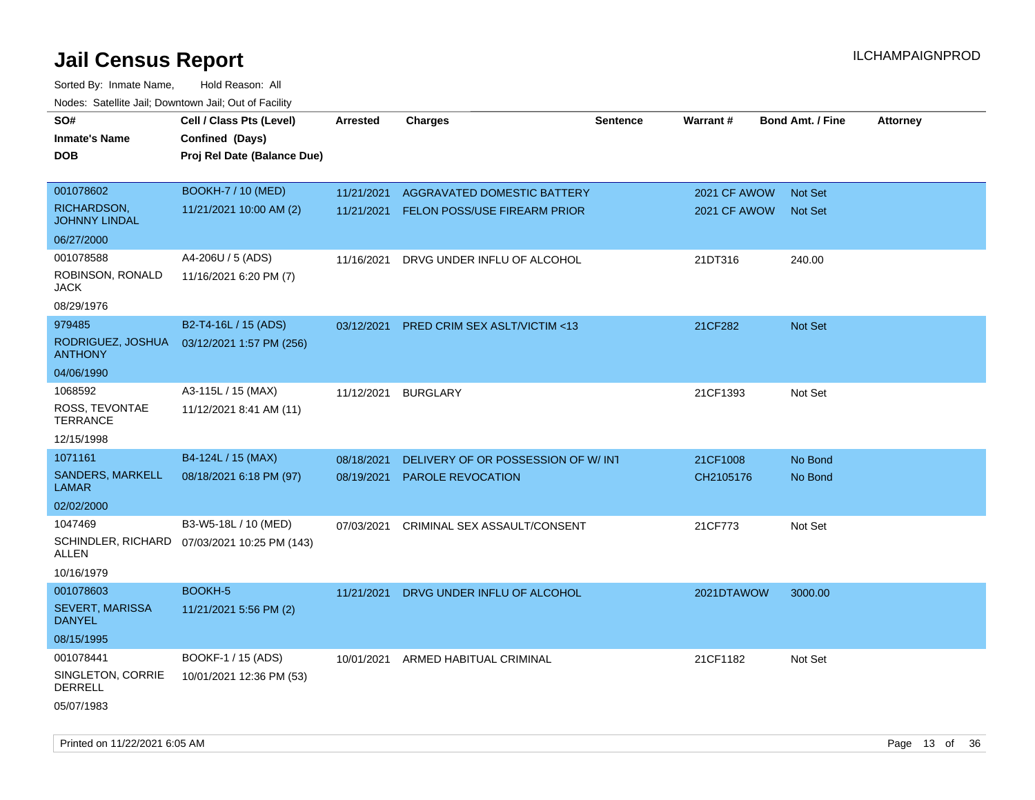# Jail Census Report

ILCHAMPAIGNPROD

Sorted By: Inmate Name, Hold Reason: All

Nodes: Satellite Jail; Downtown Jail; Out of Facility

| SO# / Inmate's Name / DOB | Cell / Class Pts (Level) / Confined (Days) / Proj Rel Date (Balance Due) | Arrested | Charges | Sentence | Warrant # | Bond Amt. / Fine | Attorney |
|---|---|---|---|---|---|---|---|
| 001078602<br>RICHARDSON, JOHNNY LINDAL<br>06/27/2000 | BOOKH-7 / 10 (MED)<br>11/21/2021 10:00 AM (2) | 11/21/2021<br>11/21/2021 | AGGRAVATED DOMESTIC BATTERY<br>FELON POSS/USE FIREARM PRIOR | | 2021 CF AWOW<br>2021 CF AWOW | Not Set<br>Not Set | |
| 001078588<br>ROBINSON, RONALD JACK<br>08/29/1976 | A4-206U / 5 (ADS)<br>11/16/2021 6:20 PM (7) | 11/16/2021 | DRVG UNDER INFLU OF ALCOHOL | | 21DT316 | 240.00 | |
| 979485<br>RODRIGUEZ, JOSHUA ANTHONY<br>04/06/1990 | B2-T4-16L / 15 (ADS)<br>03/12/2021 1:57 PM (256) | 03/12/2021 | PRED CRIM SEX ASLT/VICTIM <13 | | 21CF282 | Not Set | |
| 1068592<br>ROSS, TEVONTAE TERRANCE<br>12/15/1998 | A3-115L / 15 (MAX)<br>11/12/2021 8:41 AM (11) | 11/12/2021 | BURGLARY | | 21CF1393 | Not Set | |
| 1071161<br>SANDERS, MARKELL LAMAR<br>02/02/2000 | B4-124L / 15 (MAX)<br>08/18/2021 6:18 PM (97) | 08/18/2021<br>08/19/2021 | DELIVERY OF OR POSSESSION OF W/ INT<br>PAROLE REVOCATION | | 21CF1008<br>CH2105176 | No Bond<br>No Bond | |
| 1047469<br>SCHINDLER, RICHARD ALLEN<br>10/16/1979 | B3-W5-18L / 10 (MED)<br>07/03/2021 10:25 PM (143) | 07/03/2021 | CRIMINAL SEX ASSAULT/CONSENT | | 21CF773 | Not Set | |
| 001078603<br>SEVERT, MARISSA DANYEL<br>08/15/1995 | BOOKH-5<br>11/21/2021 5:56 PM (2) | 11/21/2021 | DRVG UNDER INFLU OF ALCOHOL | | 2021DTAWOW | 3000.00 | |
| 001078441<br>SINGLETON, CORRIE DERRELL<br>05/07/1983 | BOOKF-1 / 15 (ADS)<br>10/01/2021 12:36 PM (53) | 10/01/2021 | ARMED HABITUAL CRIMINAL | | 21CF1182 | Not Set | |

Printed on 11/22/2021 6:05 AM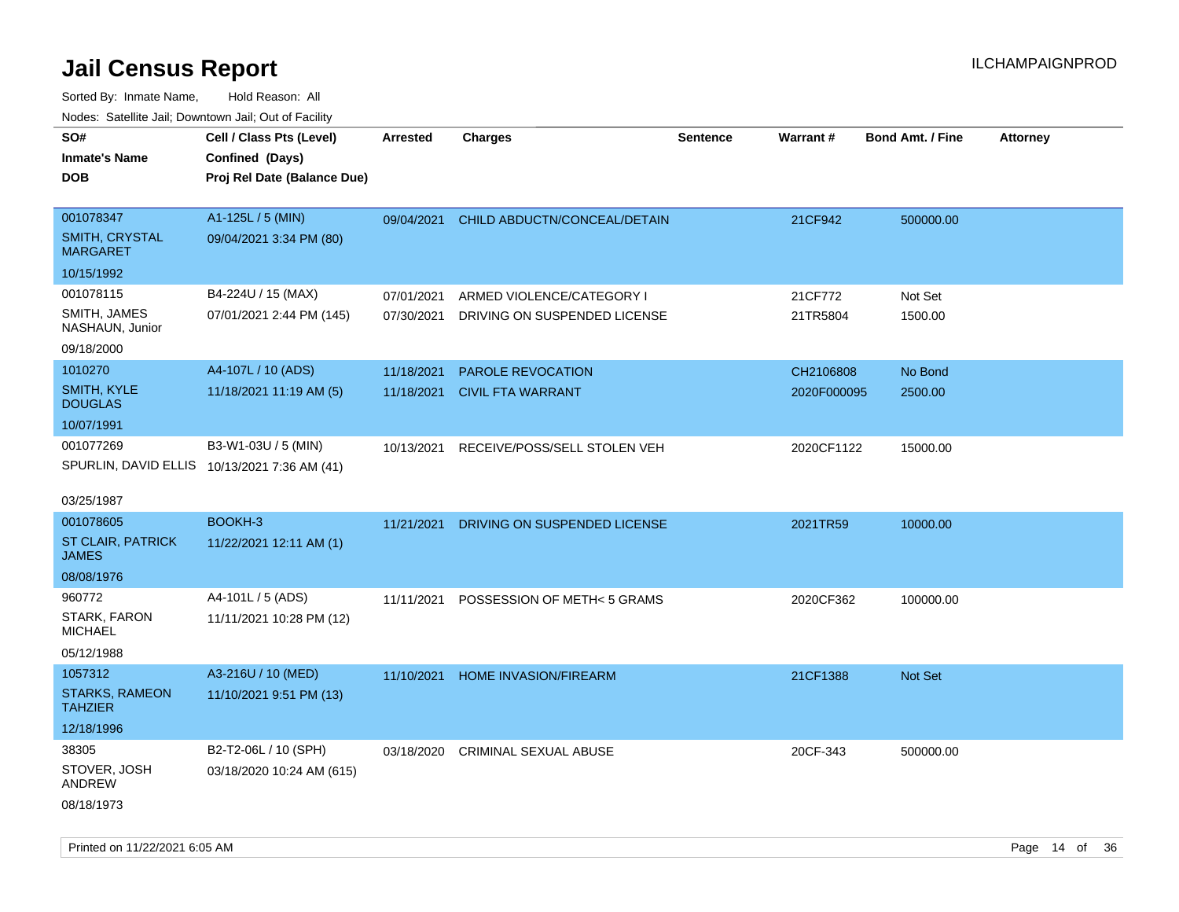# Jail Census Report

ILCHAMPAIGNPROD

Sorted By: Inmate Name, Hold Reason: All

Nodes: Satellite Jail; Downtown Jail; Out of Facility

| SO# / Inmate's Name / DOB | Cell / Class Pts (Level) / Confined (Days) / Proj Rel Date (Balance Due) | Arrested | Charges | Sentence | Warrant # | Bond Amt. / Fine | Attorney |
|---|---|---|---|---|---|---|---|
| 001078347<br>SMITH, CRYSTAL MARGARET<br>10/15/1992 | A1-125L / 5 (MIN)<br>09/04/2021 3:34 PM (80) | 09/04/2021 | CHILD ABDUCTN/CONCEAL/DETAIN | | 21CF942 | 500000.00 | |
| 001078115<br>SMITH, JAMES NASHAUN, Junior<br>09/18/2000 | B4-224U / 15 (MAX)<br>07/01/2021 2:44 PM (145) | 07/01/2021 | ARMED VIOLENCE/CATEGORY I | | 21CF772 | Not Set | |
| | | 07/30/2021 | DRIVING ON SUSPENDED LICENSE | | 21TR5804 | 1500.00 | |
| 1010270<br>SMITH, KYLE DOUGLAS<br>10/07/1991 | A4-107L / 10 (ADS)<br>11/18/2021 11:19 AM (5) | 11/18/2021 | PAROLE REVOCATION | | CH2106808 | No Bond | |
| | | 11/18/2021 | CIVIL FTA WARRANT | | 2020F000095 | 2500.00 | |
| 001077269<br>SPURLIN, DAVID ELLIS<br>03/25/1987 | B3-W1-03U / 5 (MIN)<br>10/13/2021 7:36 AM (41) | 10/13/2021 | RECEIVE/POSS/SELL STOLEN VEH | | 2020CF1122 | 15000.00 | |
| 001078605<br>ST CLAIR, PATRICK JAMES<br>08/08/1976 | BOOKH-3<br>11/22/2021 12:11 AM (1) | 11/21/2021 | DRIVING ON SUSPENDED LICENSE | | 2021TR59 | 10000.00 | |
| 960772<br>STARK, FARON MICHAEL<br>05/12/1988 | A4-101L / 5 (ADS)<br>11/11/2021 10:28 PM (12) | 11/11/2021 | POSSESSION OF METH< 5 GRAMS | | 2020CF362 | 100000.00 | |
| 1057312<br>STARKS, RAMEON TAHZIER<br>12/18/1996 | A3-216U / 10 (MED)<br>11/10/2021 9:51 PM (13) | 11/10/2021 | HOME INVASION/FIREARM | | 21CF1388 | Not Set | |
| 38305<br>STOVER, JOSH ANDREW<br>08/18/1973 | B2-T2-06L / 10 (SPH)<br>03/18/2020 10:24 AM (615) | 03/18/2020 | CRIMINAL SEXUAL ABUSE | | 20CF-343 | 500000.00 | |

Printed on 11/22/2021 6:05 AM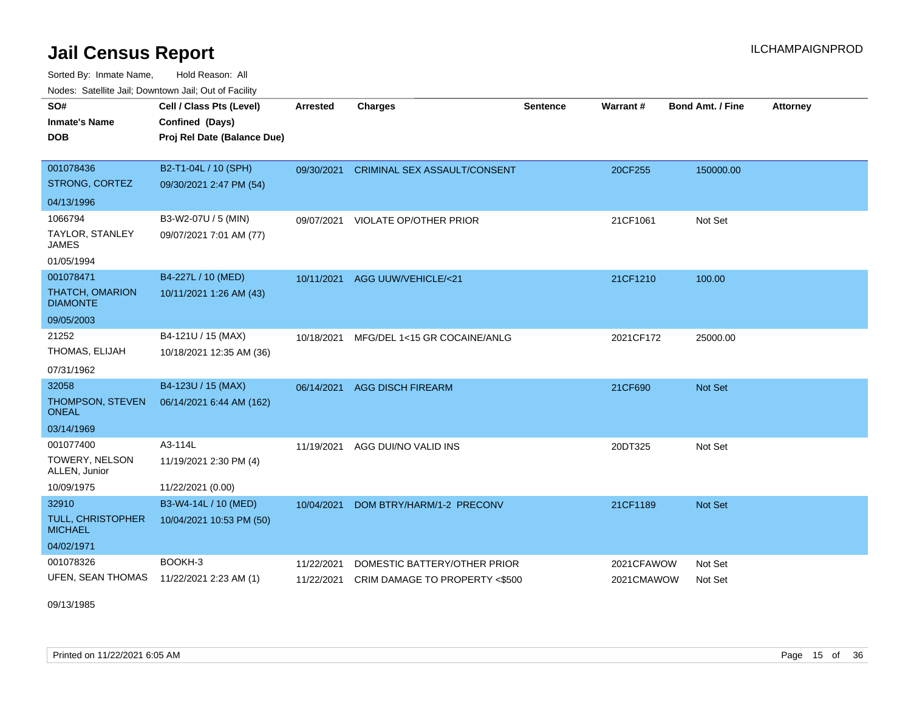# Jail Census Report

ILCHAMPAIGNPROD

Sorted By: Inmate Name, Hold Reason: All

Nodes: Satellite Jail; Downtown Jail; Out of Facility

| SO# / Inmate's Name / DOB | Cell / Class Pts (Level) / Confined (Days) / Proj Rel Date (Balance Due) | Arrested | Charges | Sentence | Warrant # | Bond Amt. / Fine | Attorney |
|---|---|---|---|---|---|---|---|
| 001078436<br>STRONG, CORTEZ<br>04/13/1996 | B2-T1-04L / 10 (SPH)<br>09/30/2021 2:47 PM (54) | 09/30/2021 | CRIMINAL SEX ASSAULT/CONSENT | | 20CF255 | 150000.00 | |
| 1066794<br>TAYLOR, STANLEY JAMES<br>01/05/1994 | B3-W2-07U / 5 (MIN)<br>09/07/2021 7:01 AM (77) | 09/07/2021 | VIOLATE OP/OTHER PRIOR | | 21CF1061 | Not Set | |
| 001078471<br>THATCH, OMARION DIAMONTE<br>09/05/2003 | B4-227L / 10 (MED)<br>10/11/2021 1:26 AM (43) | 10/11/2021 | AGG UUW/VEHICLE/<21 | | 21CF1210 | 100.00 | |
| 21252<br>THOMAS, ELIJAH<br>07/31/1962 | B4-121U / 15 (MAX)<br>10/18/2021 12:35 AM (36) | 10/18/2021 | MFG/DEL 1<15 GR COCAINE/ANLG | | 2021CF172 | 25000.00 | |
| 32058<br>THOMPSON, STEVEN ONEAL<br>03/14/1969 | B4-123U / 15 (MAX)<br>06/14/2021 6:44 AM (162) | 06/14/2021 | AGG DISCH FIREARM | | 21CF690 | Not Set | |
| 001077400<br>TOWERY, NELSON ALLEN, Junior<br>10/09/1975 | A3-114L<br>11/19/2021 2:30 PM (4)<br>11/22/2021 (0.00) | 11/19/2021 | AGG DUI/NO VALID INS | | 20DT325 | Not Set | |
| 32910<br>TULL, CHRISTOPHER MICHAEL<br>04/02/1971 | B3-W4-14L / 10 (MED)<br>10/04/2021 10:53 PM (50) | 10/04/2021 | DOM BTRY/HARM/1-2 PRECONV | | 21CF1189 | Not Set | |
| 001078326<br>UFEN, SEAN THOMAS<br>09/13/1985 | BOOKH-3<br>11/22/2021 2:23 AM (1) | 11/22/2021<br>11/22/2021 | DOMESTIC BATTERY/OTHER PRIOR<br>CRIM DAMAGE TO PROPERTY <$500 | | 2021CFAWOW<br>2021CMAWOW | Not Set<br>Not Set | |

Printed on 11/22/2021 6:05 AM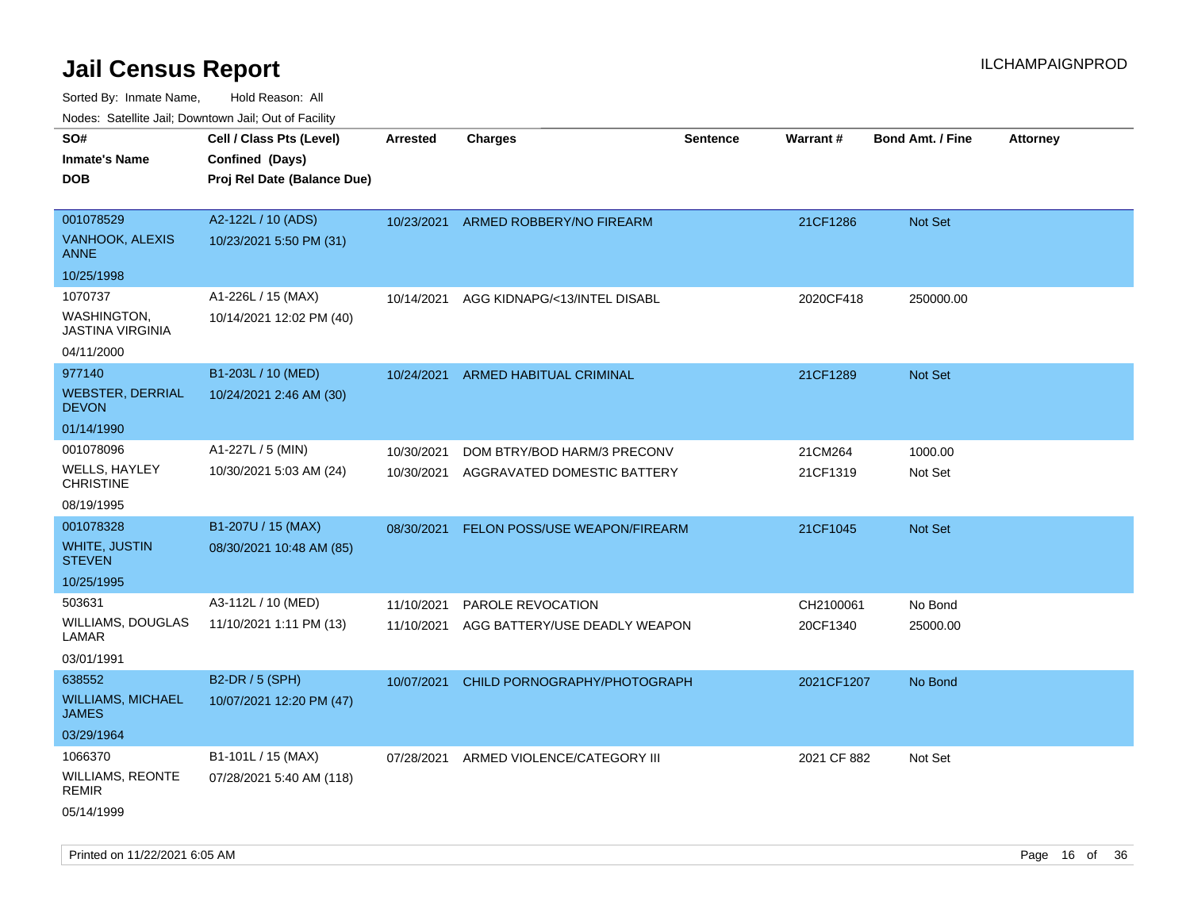# Jail Census Report

ILCHAMPAIGNPROD

Sorted By: Inmate Name, Hold Reason: All

Nodes: Satellite Jail; Downtown Jail; Out of Facility

| SO# / Inmate's Name / DOB | Cell / Class Pts (Level) / Confined (Days) / Proj Rel Date (Balance Due) | Arrested | Charges | Sentence | Warrant # | Bond Amt. / Fine | Attorney |
|---|---|---|---|---|---|---|---|
| 001078529<br>VANHOOK, ALEXIS ANNE<br>10/25/1998 | A2-122L / 10 (ADS)<br>10/23/2021 5:50 PM (31) | 10/23/2021 | ARMED ROBBERY/NO FIREARM | | 21CF1286 | Not Set | |
| 1070737<br>WASHINGTON, JASTINA VIRGINIA<br>04/11/2000 | A1-226L / 15 (MAX)<br>10/14/2021 12:02 PM (40) | 10/14/2021 | AGG KIDNAPG/<13/INTEL DISABL | | 2020CF418 | 250000.00 | |
| 977140<br>WEBSTER, DERRIAL DEVON<br>01/14/1990 | B1-203L / 10 (MED)<br>10/24/2021 2:46 AM (30) | 10/24/2021 | ARMED HABITUAL CRIMINAL | | 21CF1289 | Not Set | |
| 001078096<br>WELLS, HAYLEY CHRISTINE<br>08/19/1995 | A1-227L / 5 (MIN)<br>10/30/2021 5:03 AM (24) | 10/30/2021<br>10/30/2021 | DOM BTRY/BOD HARM/3 PRECONV<br>AGGRAVATED DOMESTIC BATTERY | | 21CM264<br>21CF1319 | 1000.00<br>Not Set | |
| 001078328<br>WHITE, JUSTIN STEVEN<br>10/25/1995 | B1-207U / 15 (MAX)<br>08/30/2021 10:48 AM (85) | 08/30/2021 | FELON POSS/USE WEAPON/FIREARM | | 21CF1045 | Not Set | |
| 503631<br>WILLIAMS, DOUGLAS LAMAR<br>03/01/1991 | A3-112L / 10 (MED)<br>11/10/2021 1:11 PM (13) | 11/10/2021<br>11/10/2021 | PAROLE REVOCATION<br>AGG BATTERY/USE DEADLY WEAPON | | CH2100061<br>20CF1340 | No Bond<br>25000.00 | |
| 638552<br>WILLIAMS, MICHAEL JAMES<br>03/29/1964 | B2-DR / 5 (SPH)<br>10/07/2021 12:20 PM (47) | 10/07/2021 | CHILD PORNOGRAPHY/PHOTOGRAPH | | 2021CF1207 | No Bond | |
| 1066370<br>WILLIAMS, REONTE REMIR<br>05/14/1999 | B1-101L / 15 (MAX)<br>07/28/2021 5:40 AM (118) | 07/28/2021 | ARMED VIOLENCE/CATEGORY III | | 2021 CF 882 | Not Set | |

Printed on 11/22/2021 6:05 AM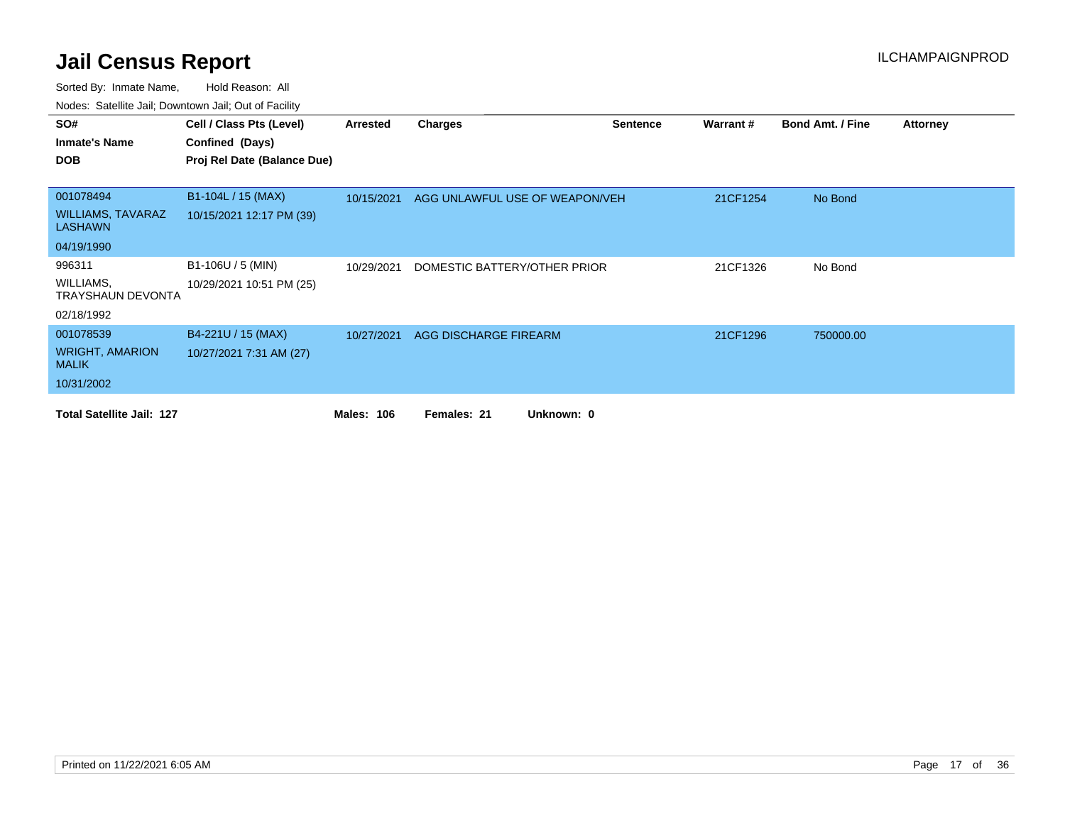# Jail Census Report

ILCHAMPAIGNPROD

Sorted By: Inmate Name, Hold Reason: All

Nodes: Satellite Jail; Downtown Jail; Out of Facility

| SO# / Inmate's Name / DOB | Cell / Class Pts (Level) / Confined (Days) / Proj Rel Date (Balance Due) | Arrested | Charges | Sentence | Warrant # | Bond Amt. / Fine | Attorney |
|---|---|---|---|---|---|---|---|
| 001078494 WILLIAMS, TAVARAZ LASHAWN 04/19/1990 | B1-104L / 15 (MAX) 10/15/2021 12:17 PM (39) | 10/15/2021 | AGG UNLAWFUL USE OF WEAPON/VEH | | 21CF1254 | No Bond | |
| 996311 WILLIAMS, TRAYSHAUN DEVONTA 02/18/1992 | B1-106U / 5 (MIN) 10/29/2021 10:51 PM (25) | 10/29/2021 | DOMESTIC BATTERY/OTHER PRIOR | | 21CF1326 | No Bond | |
| 001078539 WRIGHT, AMARION MALIK 10/31/2002 | B4-221U / 15 (MAX) 10/27/2021 7:31 AM (27) | 10/27/2021 | AGG DISCHARGE FIREARM | | 21CF1296 | 750000.00 | |

**Total Satellite Jail: 127** **Males: 106** **Females: 21** **Unknown: 0**

Printed on 11/22/2021 6:05 AM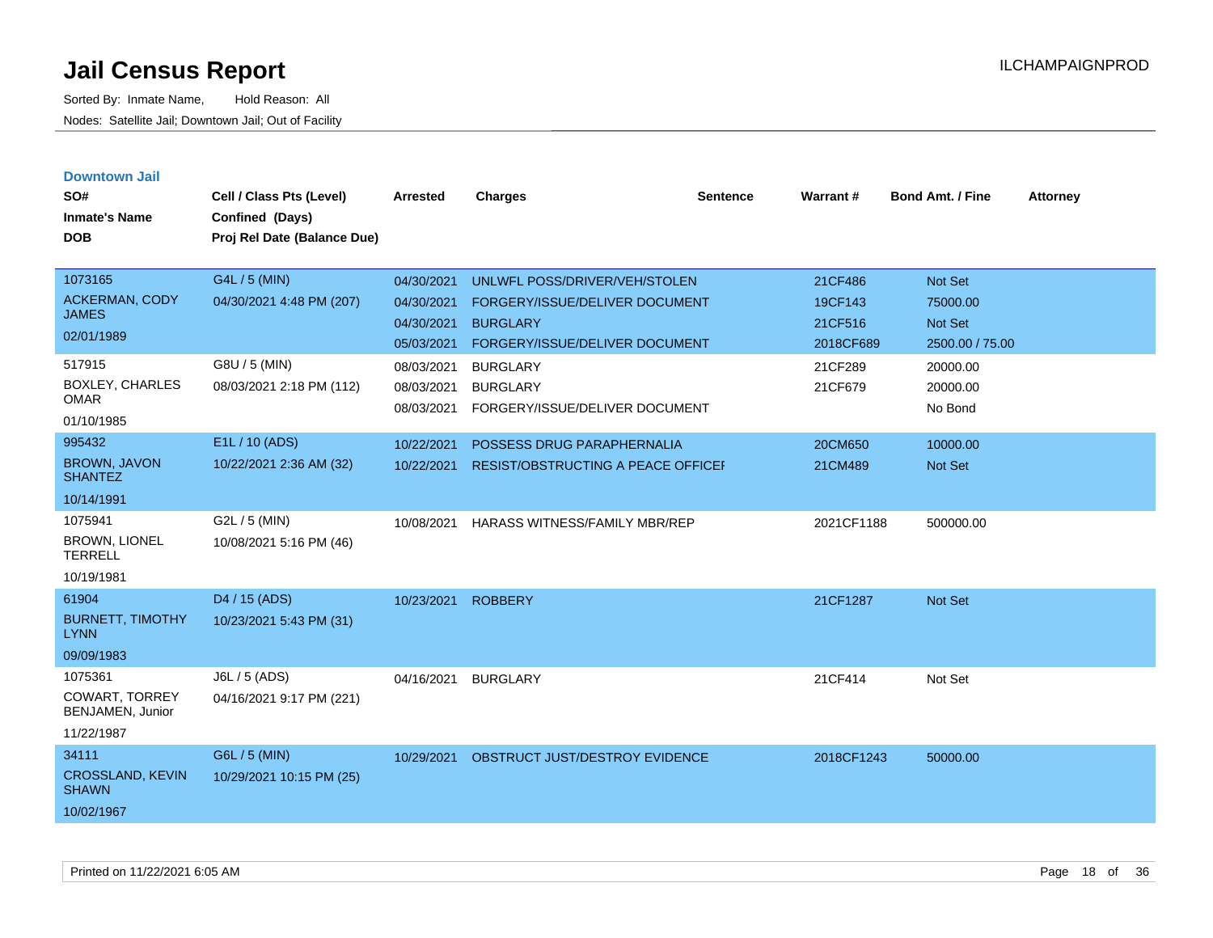# Jail Census Report

Sorted By: Inmate Name, Hold Reason: All

Nodes: Satellite Jail; Downtown Jail; Out of Facility

ILCHAMPAIGNPROD

## Downtown Jail

| SO# / Inmate's Name / DOB | Cell / Class Pts (Level) / Confined (Days) / Proj Rel Date (Balance Due) | Arrested | Charges | Sentence | Warrant # | Bond Amt. / Fine | Attorney |
|---|---|---|---|---|---|---|---|
| 1073165<br>ACKERMAN, CODY JAMES<br>02/01/1989 | G4L / 5 (MIN)<br>04/30/2021 4:48 PM (207) | 04/30/2021 | UNLWFL POSS/DRIVER/VEH/STOLEN | | 21CF486 | Not Set | |
| | | 04/30/2021 | FORGERY/ISSUE/DELIVER DOCUMENT | | 19CF143 | 75000.00 | |
| | | 04/30/2021 | BURGLARY | | 21CF516 | Not Set | |
| | | 05/03/2021 | FORGERY/ISSUE/DELIVER DOCUMENT | | 2018CF689 | 2500.00 / 75.00 | |
| 517915<br>BOXLEY, CHARLES OMAR<br>01/10/1985 | G8U / 5 (MIN)<br>08/03/2021 2:18 PM (112) | 08/03/2021 | BURGLARY | | 21CF289 | 20000.00 | |
| | | 08/03/2021 | BURGLARY | | 21CF679 | 20000.00 | |
| | | 08/03/2021 | FORGERY/ISSUE/DELIVER DOCUMENT | | | No Bond | |
| 995432<br>BROWN, JAVON SHANTEZ<br>10/14/1991 | E1L / 10 (ADS)<br>10/22/2021 2:36 AM (32) | 10/22/2021 | POSSESS DRUG PARAPHERNALIA | | 20CM650 | 10000.00 | |
| | | 10/22/2021 | RESIST/OBSTRUCTING A PEACE OFFICEI | | 21CM489 | Not Set | |
| 1075941<br>BROWN, LIONEL TERRELL<br>10/19/1981 | G2L / 5 (MIN)<br>10/08/2021 5:16 PM (46) | 10/08/2021 | HARASS WITNESS/FAMILY MBR/REP | | 2021CF1188 | 500000.00 | |
| 61904<br>BURNETT, TIMOTHY LYNN<br>09/09/1983 | D4 / 15 (ADS)<br>10/23/2021 5:43 PM (31) | 10/23/2021 | ROBBERY | | 21CF1287 | Not Set | |
| 1075361<br>COWART, TORREY BENJAMEN, Junior<br>11/22/1987 | J6L / 5 (ADS)<br>04/16/2021 9:17 PM (221) | 04/16/2021 | BURGLARY | | 21CF414 | Not Set | |
| 34111<br>CROSSLAND, KEVIN SHAWN<br>10/02/1967 | G6L / 5 (MIN)<br>10/29/2021 10:15 PM (25) | 10/29/2021 | OBSTRUCT JUST/DESTROY EVIDENCE | | 2018CF1243 | 50000.00 | |

Printed on 11/22/2021 6:05 AM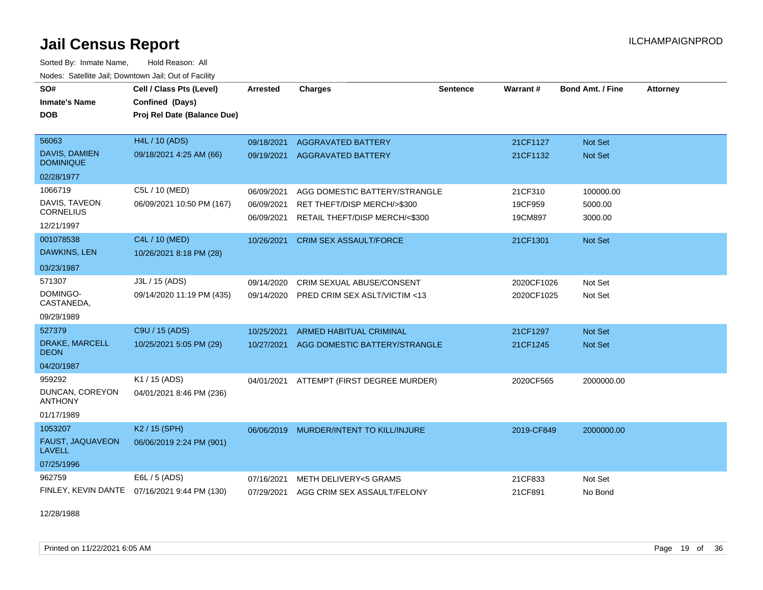# Jail Census Report

ILCHAMPAIGNPROD

Sorted By: Inmate Name, Hold Reason: All

Nodes: Satellite Jail; Downtown Jail; Out of Facility

| SO# / Inmate's Name / DOB | Cell / Class Pts (Level) / Confined (Days) / Proj Rel Date (Balance Due) | Arrested | Charges | Sentence | Warrant # | Bond Amt. / Fine | Attorney |
|---|---|---|---|---|---|---|---|
| 56063<br>DAVIS, DAMIEN DOMINIQUE<br>02/28/1977 | H4L / 10 (ADS)<br>09/18/2021 4:25 AM (66) | 09/18/2021<br>09/19/2021 | AGGRAVATED BATTERY<br>AGGRAVATED BATTERY | | 21CF1127<br>21CF1132 | Not Set<br>Not Set | |
| 1066719<br>DAVIS, TAVEON CORNELIUS<br>12/21/1997 | C5L / 10 (MED)<br>06/09/2021 10:50 PM (167) | 06/09/2021<br>06/09/2021<br>06/09/2021 | AGG DOMESTIC BATTERY/STRANGLE<br>RET THEFT/DISP MERCH/>$300<br>RETAIL THEFT/DISP MERCH/<$300 | | 21CF310<br>19CF959<br>19CM897 | 100000.00<br>5000.00<br>3000.00 | |
| 001078538<br>DAWKINS, LEN<br>03/23/1987 | C4L / 10 (MED)<br>10/26/2021 8:18 PM (28) | 10/26/2021 | CRIM SEX ASSAULT/FORCE | | 21CF1301 | Not Set | |
| 571307<br>DOMINGO-CASTANEDA,<br>09/29/1989 | J3L / 15 (ADS)<br>09/14/2020 11:19 PM (435) | 09/14/2020<br>09/14/2020 | CRIM SEXUAL ABUSE/CONSENT<br>PRED CRIM SEX ASLT/VICTIM <13 | | 2020CF1026<br>2020CF1025 | Not Set<br>Not Set | |
| 527379<br>DRAKE, MARCELL DEON<br>04/20/1987 | C9U / 15 (ADS)<br>10/25/2021 5:05 PM (29) | 10/25/2021<br>10/27/2021 | ARMED HABITUAL CRIMINAL<br>AGG DOMESTIC BATTERY/STRANGLE | | 21CF1297<br>21CF1245 | Not Set<br>Not Set | |
| 959292<br>DUNCAN, COREYON ANTHONY<br>01/17/1989 | K1 / 15 (ADS)<br>04/01/2021 8:46 PM (236) | 04/01/2021 | ATTEMPT (FIRST DEGREE MURDER) | | 2020CF565 | 2000000.00 | |
| 1053207<br>FAUST, JAQUAVEON LAVELL<br>07/25/1996 | K2 / 15 (SPH)<br>06/06/2019 2:24 PM (901) | 06/06/2019 | MURDER/INTENT TO KILL/INJURE | | 2019-CF849 | 2000000.00 | |
| 962759<br>FINLEY, KEVIN DANTE<br>12/28/1988 | E6L / 5 (ADS)<br>07/16/2021 9:44 PM (130) | 07/16/2021<br>07/29/2021 | METH DELIVERY<5 GRAMS<br>AGG CRIM SEX ASSAULT/FELONY | | 21CF833<br>21CF891 | Not Set<br>No Bond | |

Printed on 11/22/2021 6:05 AM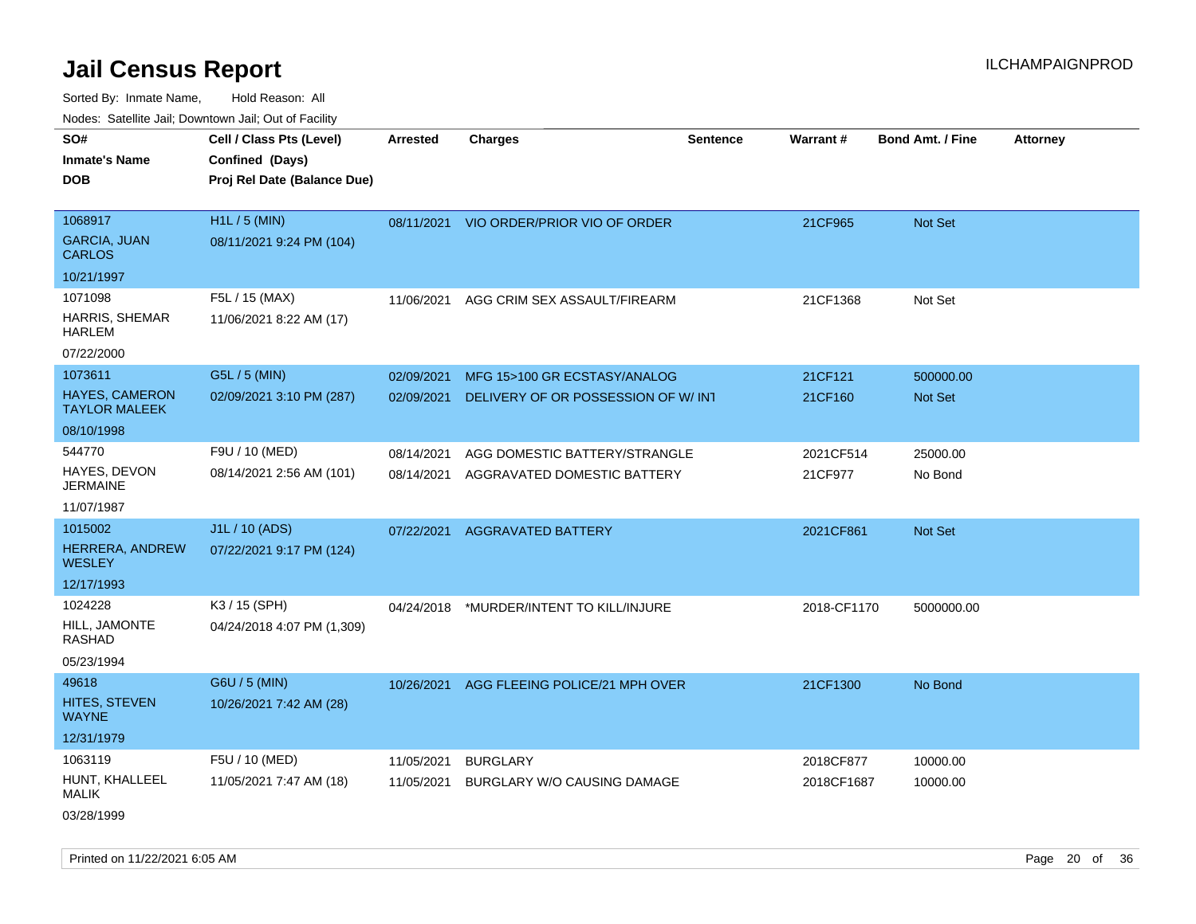# Jail Census Report

ILCHAMPAIGNPROD

Sorted By: Inmate Name, Hold Reason: All

Nodes: Satellite Jail; Downtown Jail; Out of Facility

| SO# / Inmate's Name / DOB | Cell / Class Pts (Level) / Confined (Days) / Proj Rel Date (Balance Due) | Arrested | Charges | Sentence | Warrant # | Bond Amt. / Fine | Attorney |
|---|---|---|---|---|---|---|---|
| 1068917<br>GARCIA, JUAN CARLOS<br>10/21/1997 | H1L / 5 (MIN)<br>08/11/2021 9:24 PM (104) | 08/11/2021 | VIO ORDER/PRIOR VIO OF ORDER | | 21CF965 | Not Set | |
| 1071098<br>HARRIS, SHEMAR HARLEM<br>07/22/2000 | F5L / 15 (MAX)<br>11/06/2021 8:22 AM (17) | 11/06/2021 | AGG CRIM SEX ASSAULT/FIREARM | | 21CF1368 | Not Set | |
| 1073611<br>HAYES, CAMERON TAYLOR MALEEK<br>08/10/1998 | G5L / 5 (MIN)<br>02/09/2021 3:10 PM (287) | 02/09/2021<br>02/09/2021 | MFG 15>100 GR ECSTASY/ANALOG<br>DELIVERY OF OR POSSESSION OF W/ INT | | 21CF121<br>21CF160 | 500000.00<br>Not Set | |
| 544770<br>HAYES, DEVON JERMAINE<br>11/07/1987 | F9U / 10 (MED)<br>08/14/2021 2:56 AM (101) | 08/14/2021<br>08/14/2021 | AGG DOMESTIC BATTERY/STRANGLE<br>AGGRAVATED DOMESTIC BATTERY | | 2021CF514<br>21CF977 | 25000.00<br>No Bond | |
| 1015002<br>HERRERA, ANDREW WESLEY<br>12/17/1993 | J1L / 10 (ADS)<br>07/22/2021 9:17 PM (124) | 07/22/2021 | AGGRAVATED BATTERY | | 2021CF861 | Not Set | |
| 1024228<br>HILL, JAMONTE RASHAD<br>05/23/1994 | K3 / 15 (SPH)<br>04/24/2018 4:07 PM (1,309) | 04/24/2018 | *MURDER/INTENT TO KILL/INJURE | | 2018-CF1170 | 5000000.00 | |
| 49618<br>HITES, STEVEN WAYNE<br>12/31/1979 | G6U / 5 (MIN)<br>10/26/2021 7:42 AM (28) | 10/26/2021 | AGG FLEEING POLICE/21 MPH OVER | | 21CF1300 | No Bond | |
| 1063119<br>HUNT, KHALLEEL MALIK<br>03/28/1999 | F5U / 10 (MED)<br>11/05/2021 7:47 AM (18) | 11/05/2021<br>11/05/2021 | BURGLARY<br>BURGLARY W/O CAUSING DAMAGE | | 2018CF877<br>2018CF1687 | 10000.00<br>10000.00 | |

Printed on 11/22/2021 6:05 AM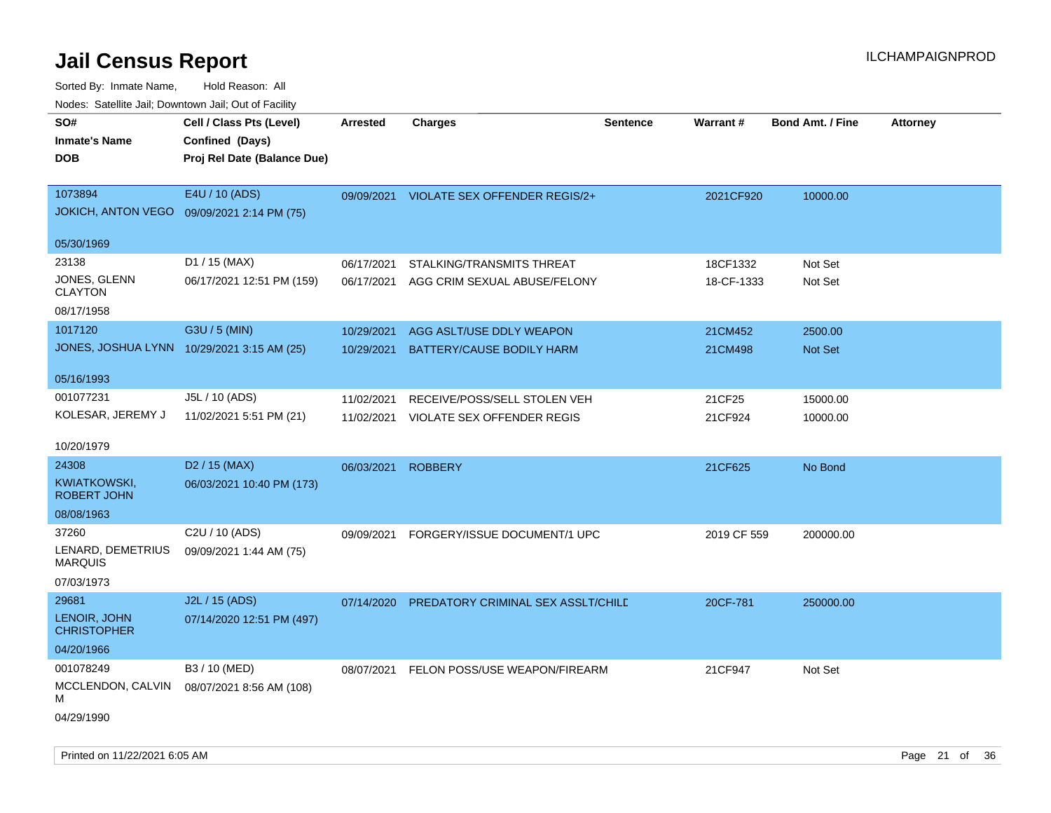# Jail Census Report

ILCHAMPAIGNPROD

Sorted By: Inmate Name, Hold Reason: All

Nodes: Satellite Jail; Downtown Jail; Out of Facility

| SO# / Inmate's Name / DOB | Cell / Class Pts (Level) / Confined (Days) / Proj Rel Date (Balance Due) | Arrested | Charges | Sentence | Warrant # | Bond Amt. / Fine | Attorney |
|---|---|---|---|---|---|---|---|
| 1073894<br>JOKICH, ANTON VEGO<br>05/30/1969 | E4U / 10 (ADS)<br>09/09/2021 2:14 PM (75) | 09/09/2021 | VIOLATE SEX OFFENDER REGIS/2+ | | 2021CF920 | 10000.00 | |
| 23138<br>JONES, GLENN CLAYTON<br>08/17/1958 | D1 / 15 (MAX)<br>06/17/2021 12:51 PM (159) | 06/17/2021<br>06/17/2021 | STALKING/TRANSMITS THREAT<br>AGG CRIM SEXUAL ABUSE/FELONY | | 18CF1332<br>18-CF-1333 | Not Set<br>Not Set | |
| 1017120<br>JONES, JOSHUA LYNN<br>05/16/1993 | G3U / 5 (MIN)<br>10/29/2021 3:15 AM (25) | 10/29/2021<br>10/29/2021 | AGG ASLT/USE DDLY WEAPON<br>BATTERY/CAUSE BODILY HARM | | 21CM452<br>21CM498 | 2500.00<br>Not Set | |
| 001077231<br>KOLESAR, JEREMY J<br>10/20/1979 | J5L / 10 (ADS)<br>11/02/2021 5:51 PM (21) | 11/02/2021<br>11/02/2021 | RECEIVE/POSS/SELL STOLEN VEH<br>VIOLATE SEX OFFENDER REGIS | | 21CF25<br>21CF924 | 15000.00<br>10000.00 | |
| 24308<br>KWIATKOWSKI, ROBERT JOHN<br>08/08/1963 | D2 / 15 (MAX)<br>06/03/2021 10:40 PM (173) | 06/03/2021 | ROBBERY | | 21CF625 | No Bond | |
| 37260<br>LENARD, DEMETRIUS MARQUIS<br>07/03/1973 | C2U / 10 (ADS)<br>09/09/2021 1:44 AM (75) | 09/09/2021 | FORGERY/ISSUE DOCUMENT/1 UPC | | 2019 CF 559 | 200000.00 | |
| 29681<br>LENOIR, JOHN CHRISTOPHER<br>04/20/1966 | J2L / 15 (ADS)<br>07/14/2020 12:51 PM (497) | 07/14/2020 | PREDATORY CRIMINAL SEX ASSLT/CHILD | | 20CF-781 | 250000.00 | |
| 001078249<br>MCCLENDON, CALVIN M<br>04/29/1990 | B3 / 10 (MED)<br>08/07/2021 8:56 AM (108) | 08/07/2021 | FELON POSS/USE WEAPON/FIREARM | | 21CF947 | Not Set | |

Printed on 11/22/2021 6:05 AM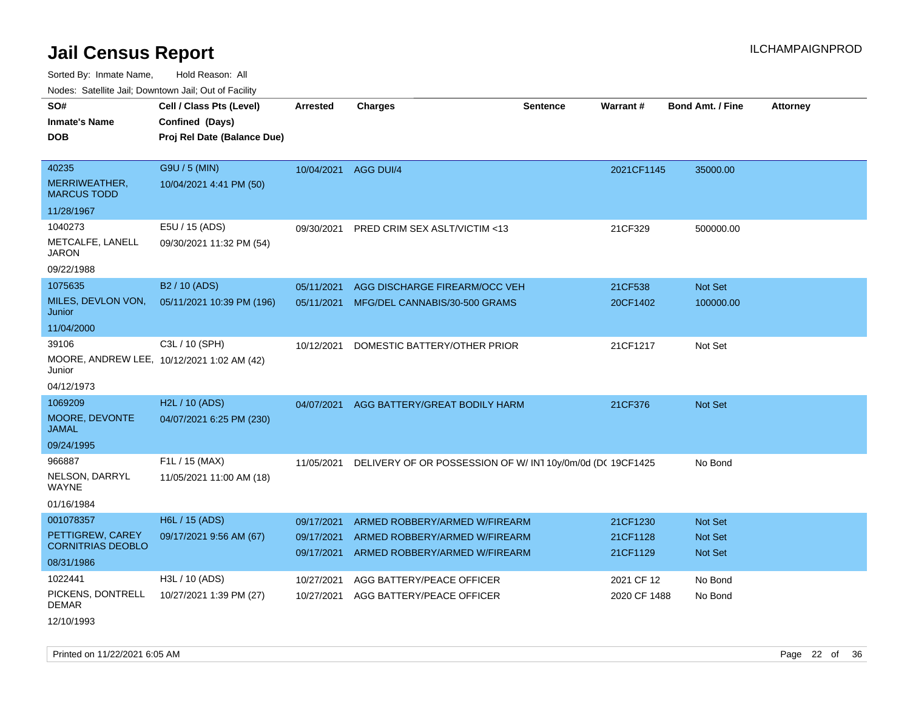# Jail Census Report

Sorted By: Inmate Name, Hold Reason: All

Nodes: Satellite Jail; Downtown Jail; Out of Facility

| SO# / Inmate's Name / DOB | Cell / Class Pts (Level) / Confined (Days) / Proj Rel Date (Balance Due) | Arrested | Charges | Sentence | Warrant # | Bond Amt. / Fine | Attorney |
|---|---|---|---|---|---|---|---|
| 40235<br>MERRIWEATHER, MARCUS TODD<br>11/28/1967 | G9U / 5 (MIN)<br>10/04/2021 4:41 PM (50) | 10/04/2021 | AGG DUI/4 | | 2021CF1145 | 35000.00 | |
| 1040273<br>METCALFE, LANELL JARON<br>09/22/1988 | E5U / 15 (ADS)<br>09/30/2021 11:32 PM (54) | 09/30/2021 | PRED CRIM SEX ASLT/VICTIM <13 | | 21CF329 | 500000.00 | |
| 1075635<br>MILES, DEVLON VON, Junior<br>11/04/2000 | B2 / 10 (ADS)<br>05/11/2021 10:39 PM (196) | 05/11/2021 | AGG DISCHARGE FIREARM/OCC VEH | | 21CF538 | Not Set | |
| | | 05/11/2021 | MFG/DEL CANNABIS/30-500 GRAMS | | 20CF1402 | 100000.00 | |
| 39106<br>MOORE, ANDREW LEE, Junior<br>04/12/1973 | C3L / 10 (SPH)<br>10/12/2021 1:02 AM (42) | 10/12/2021 | DOMESTIC BATTERY/OTHER PRIOR | | 21CF1217 | Not Set | |
| 1069209<br>MOORE, DEVONTE JAMAL<br>09/24/1995 | H2L / 10 (ADS)<br>04/07/2021 6:25 PM (230) | 04/07/2021 | AGG BATTERY/GREAT BODILY HARM | | 21CF376 | Not Set | |
| 966887<br>NELSON, DARRYL WAYNE<br>01/16/1984 | F1L / 15 (MAX)<br>11/05/2021 11:00 AM (18) | 11/05/2021 | DELIVERY OF OR POSSESSION OF W/ INT | 10y/0m/0d (DC | 19CF1425 | No Bond | |
| 001078357<br>PETTIGREW, CAREY CORNITRIAS DEOBLO<br>08/31/1986 | H6L / 15 (ADS)<br>09/17/2021 9:56 AM (67) | 09/17/2021 | ARMED ROBBERY/ARMED W/FIREARM | | 21CF1230 | Not Set | |
| | | 09/17/2021 | ARMED ROBBERY/ARMED W/FIREARM | | 21CF1128 | Not Set | |
| | | 09/17/2021 | ARMED ROBBERY/ARMED W/FIREARM | | 21CF1129 | Not Set | |
| 1022441<br>PICKENS, DONTRELL DEMAR<br>12/10/1993 | H3L / 10 (ADS)<br>10/27/2021 1:39 PM (27) | 10/27/2021 | AGG BATTERY/PEACE OFFICER | | 2021 CF 12 | No Bond | |
| | | 10/27/2021 | AGG BATTERY/PEACE OFFICER | | 2020 CF 1488 | No Bond | |

Printed on 11/22/2021 6:05 AM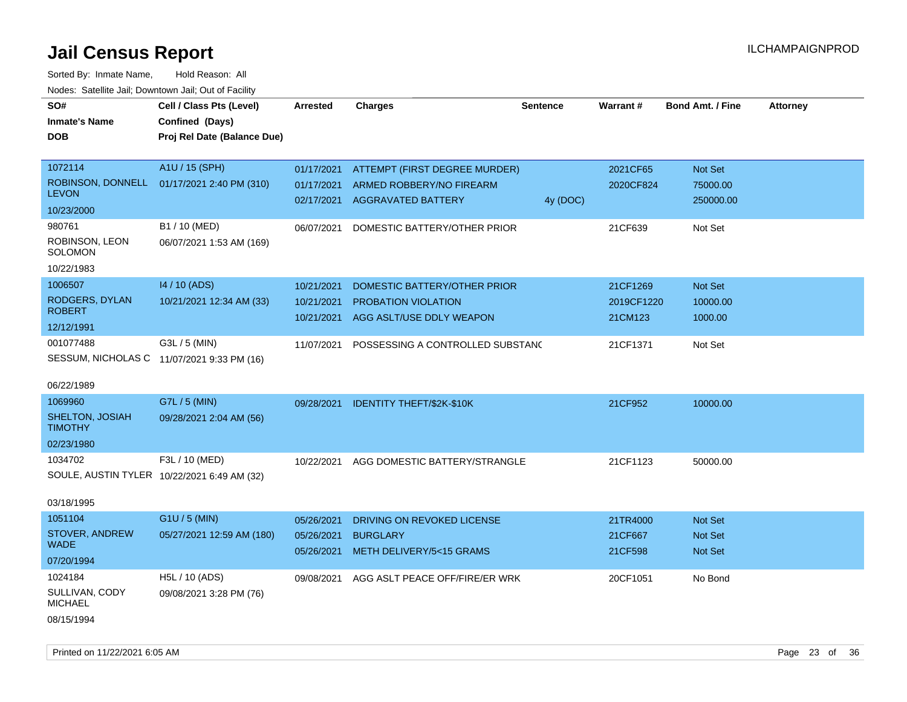# Jail Census Report

ILCHAMPAIGNPROD

Sorted By: Inmate Name, Hold Reason: All

Nodes: Satellite Jail; Downtown Jail; Out of Facility

| SO# / Inmate's Name / DOB | Cell / Class Pts (Level) / Confined (Days) / Proj Rel Date (Balance Due) | Arrested | Charges | Sentence | Warrant # | Bond Amt. / Fine | Attorney |
|---|---|---|---|---|---|---|---|
| 1072114<br>ROBINSON, DONNELL LEVON<br>10/23/2000 | A1U / 15 (SPH)<br>01/17/2021 2:40 PM (310) | 01/17/2021 | ATTEMPT (FIRST DEGREE MURDER) | | 2021CF65 | Not Set | |
| | | 01/17/2021 | ARMED ROBBERY/NO FIREARM | | 2020CF824 | 75000.00 | |
| | | 02/17/2021 | AGGRAVATED BATTERY | 4y (DOC) | | 250000.00 | |
| 980761<br>ROBINSON, LEON SOLOMON<br>10/22/1983 | B1 / 10 (MED)<br>06/07/2021 1:53 AM (169) | 06/07/2021 | DOMESTIC BATTERY/OTHER PRIOR | | 21CF639 | Not Set | |
| 1006507<br>RODGERS, DYLAN ROBERT<br>12/12/1991 | I4 / 10 (ADS)<br>10/21/2021 12:34 AM (33) | 10/21/2021 | DOMESTIC BATTERY/OTHER PRIOR | | 21CF1269 | Not Set | |
| | | 10/21/2021 | PROBATION VIOLATION | | 2019CF1220 | 10000.00 | |
| | | 10/21/2021 | AGG ASLT/USE DDLY WEAPON | | 21CM123 | 1000.00 | |
| 001077488<br>SESSUM, NICHOLAS C<br>06/22/1989 | G3L / 5 (MIN)<br>11/07/2021 9:33 PM (16) | 11/07/2021 | POSSESSING A CONTROLLED SUBSTANC | | 21CF1371 | Not Set | |
| 1069960<br>SHELTON, JOSIAH TIMOTHY<br>02/23/1980 | G7L / 5 (MIN)<br>09/28/2021 2:04 AM (56) | 09/28/2021 | IDENTITY THEFT/$2K-$10K | | 21CF952 | 10000.00 | |
| 1034702<br>SOULE, AUSTIN TYLER<br>03/18/1995 | F3L / 10 (MED)<br>10/22/2021 6:49 AM (32) | 10/22/2021 | AGG DOMESTIC BATTERY/STRANGLE | | 21CF1123 | 50000.00 | |
| 1051104<br>STOVER, ANDREW WADE<br>07/20/1994 | G1U / 5 (MIN)<br>05/27/2021 12:59 AM (180) | 05/26/2021 | DRIVING ON REVOKED LICENSE | | 21TR4000 | Not Set | |
| | | 05/26/2021 | BURGLARY | | 21CF667 | Not Set | |
| | | 05/26/2021 | METH DELIVERY/5<15 GRAMS | | 21CF598 | Not Set | |
| 1024184<br>SULLIVAN, CODY MICHAEL<br>08/15/1994 | H5L / 10 (ADS)<br>09/08/2021 3:28 PM (76) | 09/08/2021 | AGG ASLT PEACE OFF/FIRE/ER WRK | | 20CF1051 | No Bond | |

Printed on 11/22/2021 6:05 AM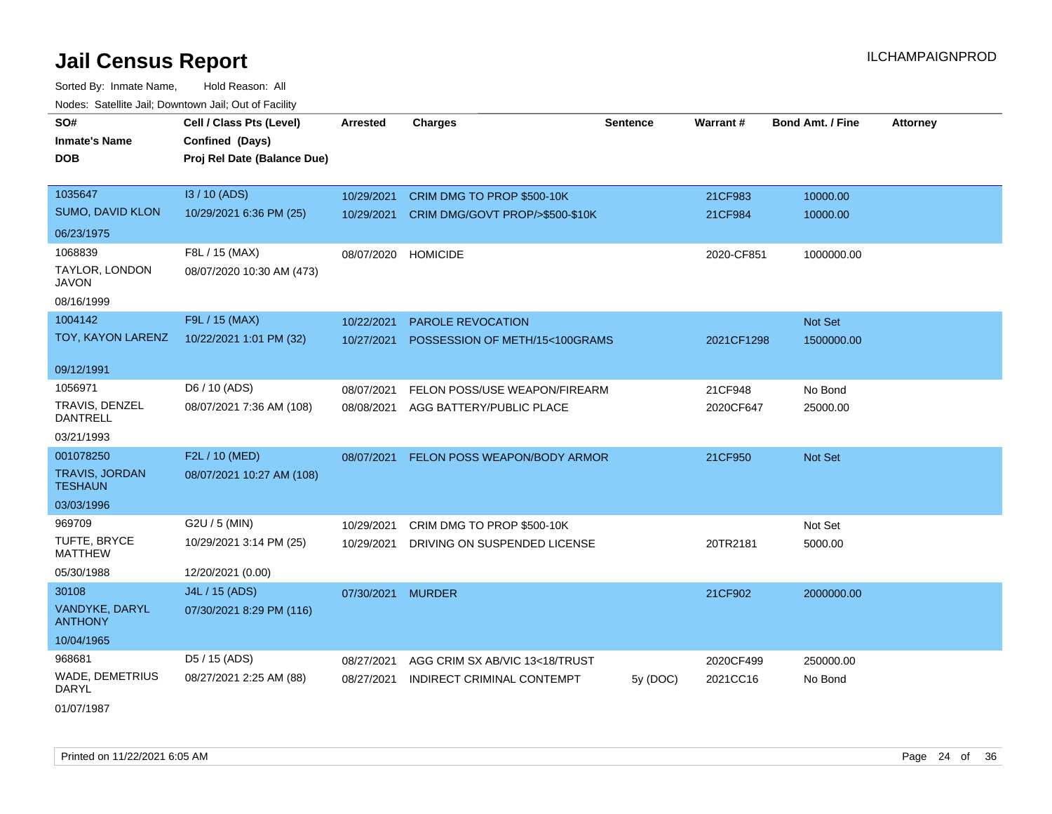# Jail Census Report

ILCHAMPAIGNPROD

Sorted By: Inmate Name, Hold Reason: All

Nodes: Satellite Jail; Downtown Jail; Out of Facility

| SO# / Inmate's Name / DOB | Cell / Class Pts (Level) / Confined (Days) / Proj Rel Date (Balance Due) | Arrested | Charges | Sentence | Warrant # | Bond Amt. / Fine | Attorney |
|---|---|---|---|---|---|---|---|
| 1035647<br>SUMO, DAVID KLON<br>06/23/1975 | I3 / 10 (ADS)<br>10/29/2021 6:36 PM (25) | 10/29/2021<br>10/29/2021 | CRIM DMG TO PROP $500-10K<br>CRIM DMG/GOVT PROP/>$500-$10K | | 21CF983<br>21CF984 | 10000.00<br>10000.00 | |
| 1068839<br>TAYLOR, LONDON JAVON<br>08/16/1999 | F8L / 15 (MAX)<br>08/07/2020 10:30 AM (473) | 08/07/2020 | HOMICIDE | | 2020-CF851 | 1000000.00 | |
| 1004142<br>TOY, KAYON LARENZ<br>09/12/1991 | F9L / 15 (MAX)<br>10/22/2021 1:01 PM (32) | 10/22/2021<br>10/27/2021 | PAROLE REVOCATION<br>POSSESSION OF METH/15<100GRAMS | | <br>2021CF1298 | Not Set<br>1500000.00 | |
| 1056971<br>TRAVIS, DENZEL DANTRELL<br>03/21/1993 | D6 / 10 (ADS)<br>08/07/2021 7:36 AM (108) | 08/07/2021<br>08/08/2021 | FELON POSS/USE WEAPON/FIREARM<br>AGG BATTERY/PUBLIC PLACE | | 21CF948<br>2020CF647 | No Bond<br>25000.00 | |
| 001078250<br>TRAVIS, JORDAN TESHAUN<br>03/03/1996 | F2L / 10 (MED)<br>08/07/2021 10:27 AM (108) | 08/07/2021 | FELON POSS WEAPON/BODY ARMOR | | 21CF950 | Not Set | |
| 969709<br>TUFTE, BRYCE MATTHEW<br>05/30/1988 | G2U / 5 (MIN)<br>10/29/2021 3:14 PM (25)<br>12/20/2021 (0.00) | 10/29/2021<br>10/29/2021 | CRIM DMG TO PROP $500-10K<br>DRIVING ON SUSPENDED LICENSE | | <br>20TR2181 | Not Set<br>5000.00 | |
| 30108<br>VANDYKE, DARYL ANTHONY<br>10/04/1965 | J4L / 15 (ADS)<br>07/30/2021 8:29 PM (116) | 07/30/2021 | MURDER | | 21CF902 | 2000000.00 | |
| 968681<br>WADE, DEMETRIUS DARYL<br>01/07/1987 | D5 / 15 (ADS)<br>08/27/2021 2:25 AM (88) | 08/27/2021<br>08/27/2021 | AGG CRIM SX AB/VIC 13<18/TRUST<br>INDIRECT CRIMINAL CONTEMPT | <br>5y (DOC) | 2020CF499<br>2021CC16 | 250000.00<br>No Bond | |

Printed on 11/22/2021 6:05 AM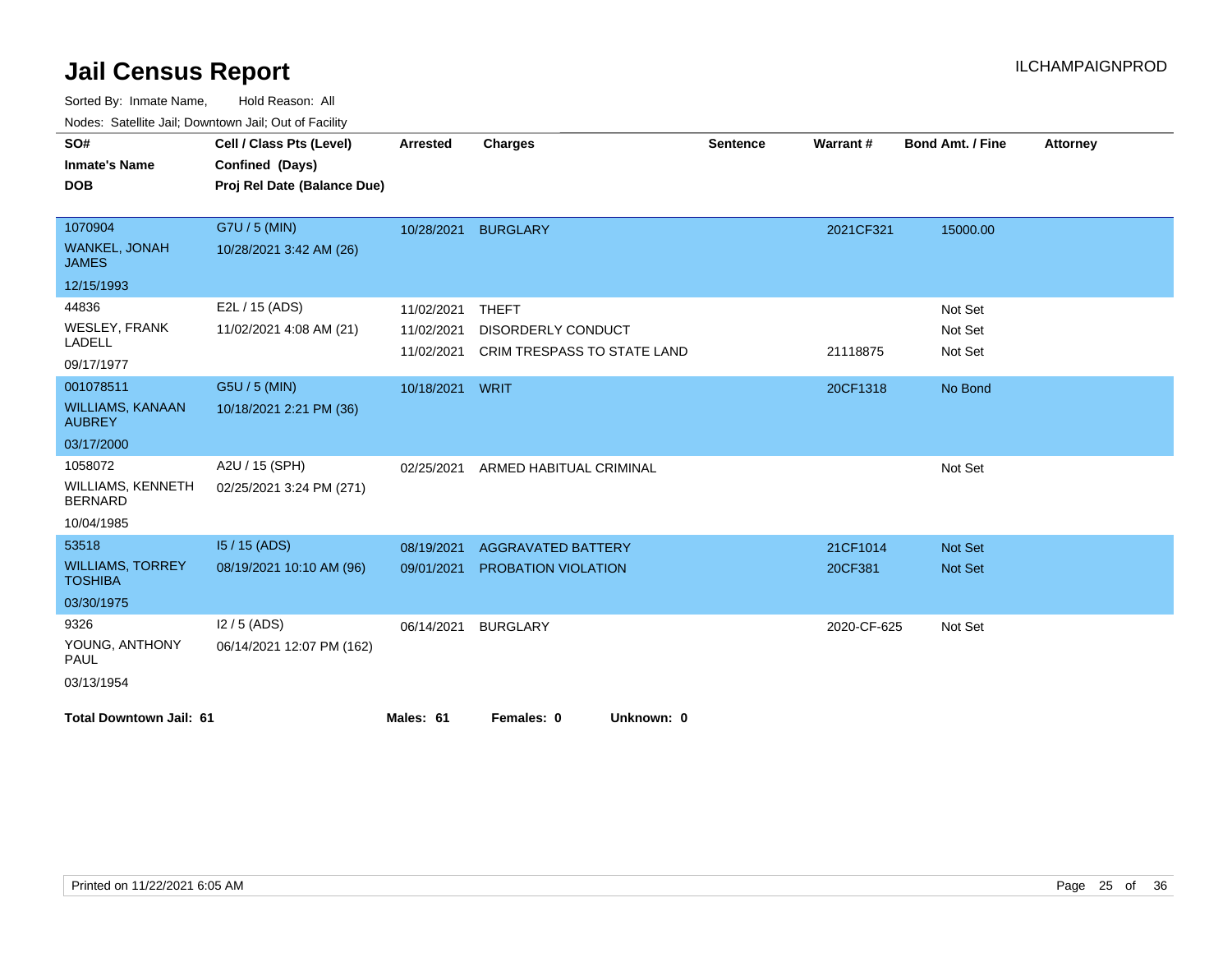# Jail Census Report

Sorted By: Inmate Name, Hold Reason: All

Nodes: Satellite Jail; Downtown Jail; Out of Facility

| SO# / Inmate's Name / DOB | Cell / Class Pts (Level) / Confined (Days) / Proj Rel Date (Balance Due) | Arrested | Charges | Sentence | Warrant # | Bond Amt. / Fine | Attorney |
|---|---|---|---|---|---|---|---|
| 1070904<br>WANKEL, JONAH JAMES<br>12/15/1993 | G7U / 5 (MIN)<br>10/28/2021 3:42 AM (26) | 10/28/2021 | BURGLARY | | 2021CF321 | 15000.00 | |
| 44836<br>WESLEY, FRANK LADELL<br>09/17/1977 | E2L / 15 (ADS)<br>11/02/2021 4:08 AM (21) | 11/02/2021 | THEFT | | | Not Set | |
| | | 11/02/2021 | DISORDERLY CONDUCT | | | Not Set | |
| | | 11/02/2021 | CRIM TRESPASS TO STATE LAND | | 21118875 | Not Set | |
| 001078511<br>WILLIAMS, KANAAN AUBREY<br>03/17/2000 | G5U / 5 (MIN)<br>10/18/2021 2:21 PM (36) | 10/18/2021 | WRIT | | 20CF1318 | No Bond | |
| 1058072<br>WILLIAMS, KENNETH BERNARD<br>10/04/1985 | A2U / 15 (SPH)<br>02/25/2021 3:24 PM (271) | 02/25/2021 | ARMED HABITUAL CRIMINAL | | | Not Set | |
| 53518<br>WILLIAMS, TORREY TOSHIBA<br>03/30/1975 | I5 / 15 (ADS)<br>08/19/2021 10:10 AM (96) | 08/19/2021 | AGGRAVATED BATTERY | | 21CF1014 | Not Set | |
| | | 09/01/2021 | PROBATION VIOLATION | | 20CF381 | Not Set | |
| 9326<br>YOUNG, ANTHONY PAUL<br>03/13/1954 | I2 / 5 (ADS)<br>06/14/2021 12:07 PM (162) | 06/14/2021 | BURGLARY | | 2020-CF-625 | Not Set | |

**Total Downtown Jail: 61** **Males: 61** **Females: 0** **Unknown: 0**

Printed on 11/22/2021 6:05 AM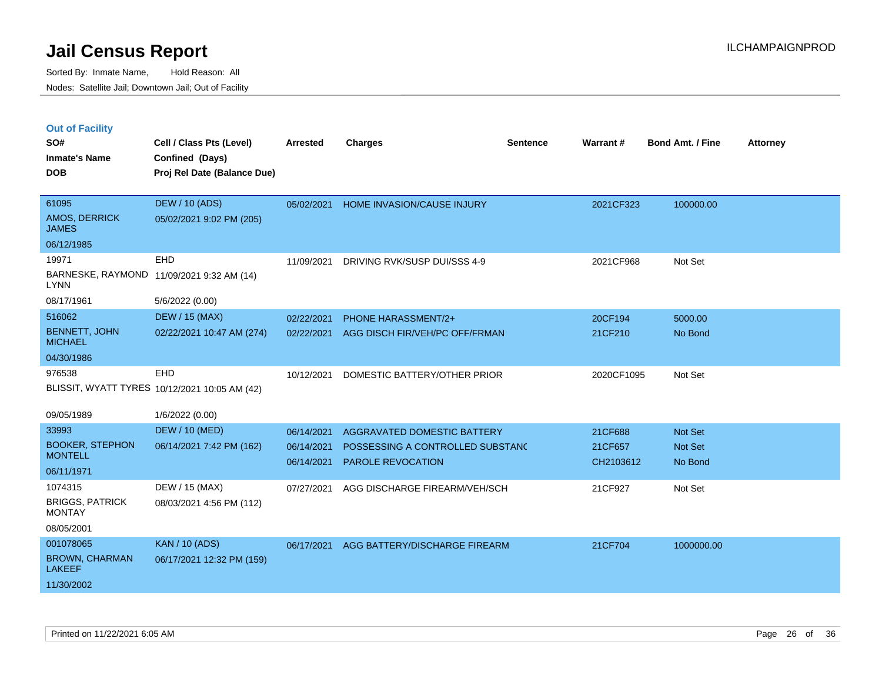# Jail Census Report

Sorted By: Inmate Name, Hold Reason: All

Nodes: Satellite Jail; Downtown Jail; Out of Facility

## Out of Facility

| SO# / Inmate's Name / DOB | Cell / Class Pts (Level) / Confined (Days) / Proj Rel Date (Balance Due) | Arrested | Charges | Sentence | Warrant # | Bond Amt. / Fine | Attorney |
|---|---|---|---|---|---|---|---|
| 61095 AMOS, DERRICK JAMES 06/12/1985 | DEW / 10 (ADS) 05/02/2021 9:02 PM (205) | 05/02/2021 | HOME INVASION/CAUSE INJURY | | 2021CF323 | 100000.00 | |
| 19971 BARNESKE, RAYMOND LYNN 08/17/1961 | EHD 11/09/2021 9:32 AM (14) 5/6/2022 (0.00) | 11/09/2021 | DRIVING RVK/SUSP DUI/SSS 4-9 | | 2021CF968 | Not Set | |
| 516062 BENNETT, JOHN MICHAEL 04/30/1986 | DEW / 15 (MAX) 02/22/2021 10:47 AM (274) | 02/22/2021 | PHONE HARASSMENT/2+ | | 20CF194 | 5000.00 | |
| | | 02/22/2021 | AGG DISCH FIR/VEH/PC OFF/FRMAN | | 21CF210 | No Bond | |
| 976538 BLISSIT, WYATT TYRES 09/05/1989 | EHD 10/12/2021 10:05 AM (42) 1/6/2022 (0.00) | 10/12/2021 | DOMESTIC BATTERY/OTHER PRIOR | | 2020CF1095 | Not Set | |
| 33993 BOOKER, STEPHON MONTELL 06/11/1971 | DEW / 10 (MED) 06/14/2021 7:42 PM (162) | 06/14/2021 | AGGRAVATED DOMESTIC BATTERY | | 21CF688 | Not Set | |
| | | 06/14/2021 | POSSESSING A CONTROLLED SUBSTANC | | 21CF657 | Not Set | |
| | | 06/14/2021 | PAROLE REVOCATION | | CH2103612 | No Bond | |
| 1074315 BRIGGS, PATRICK MONTAY 08/05/2001 | DEW / 15 (MAX) 08/03/2021 4:56 PM (112) | 07/27/2021 | AGG DISCHARGE FIREARM/VEH/SCH | | 21CF927 | Not Set | |
| 001078065 BROWN, CHARMAN LAKEEF 11/30/2002 | KAN / 10 (ADS) 06/17/2021 12:32 PM (159) | 06/17/2021 | AGG BATTERY/DISCHARGE FIREARM | | 21CF704 | 1000000.00 | |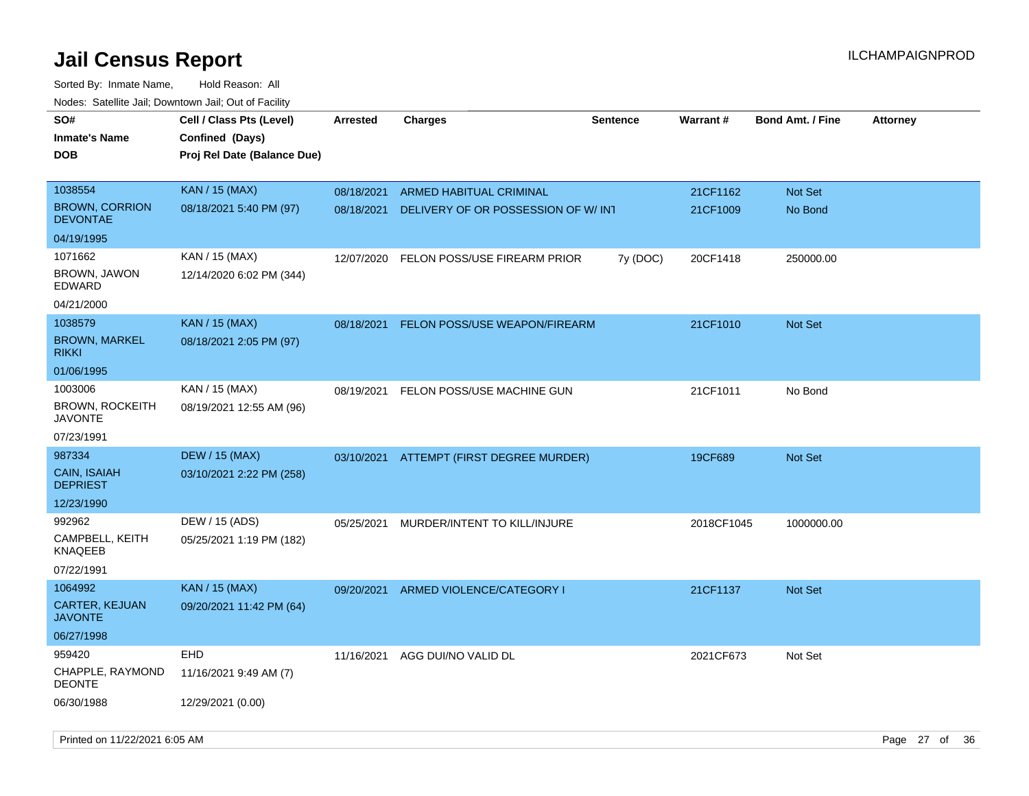# Jail Census Report

ILCHAMPAIGNPROD

Sorted By: Inmate Name, Hold Reason: All

Nodes: Satellite Jail; Downtown Jail; Out of Facility

| SO# / Inmate's Name / DOB | Cell / Class Pts (Level) / Confined (Days) / Proj Rel Date (Balance Due) | Arrested | Charges | Sentence | Warrant # | Bond Amt. / Fine | Attorney |
|---|---|---|---|---|---|---|---|
| 1038554<br>BROWN, CORRION DEVONTAE<br>04/19/1995 | KAN / 15 (MAX)<br>08/18/2021 5:40 PM (97) | 08/18/2021<br>08/18/2021 | ARMED HABITUAL CRIMINAL<br>DELIVERY OF OR POSSESSION OF W/ INT | | 21CF1162<br>21CF1009 | Not Set<br>No Bond | |
| 1071662<br>BROWN, JAWON EDWARD<br>04/21/2000 | KAN / 15 (MAX)<br>12/14/2020 6:02 PM (344) | 12/07/2020 | FELON POSS/USE FIREARM PRIOR | 7y (DOC) | 20CF1418 | 250000.00 | |
| 1038579<br>BROWN, MARKEL RIKKI<br>01/06/1995 | KAN / 15 (MAX)<br>08/18/2021 2:05 PM (97) | 08/18/2021 | FELON POSS/USE WEAPON/FIREARM | | 21CF1010 | Not Set | |
| 1003006<br>BROWN, ROCKEITH JAVONTE<br>07/23/1991 | KAN / 15 (MAX)<br>08/19/2021 12:55 AM (96) | 08/19/2021 | FELON POSS/USE MACHINE GUN | | 21CF1011 | No Bond | |
| 987334<br>CAIN, ISAIAH DEPRIEST<br>12/23/1990 | DEW / 15 (MAX)<br>03/10/2021 2:22 PM (258) | 03/10/2021 | ATTEMPT (FIRST DEGREE MURDER) | | 19CF689 | Not Set | |
| 992962<br>CAMPBELL, KEITH KNAQEEB<br>07/22/1991 | DEW / 15 (ADS)<br>05/25/2021 1:19 PM (182) | 05/25/2021 | MURDER/INTENT TO KILL/INJURE | | 2018CF1045 | 1000000.00 | |
| 1064992<br>CARTER, KEJUAN JAVONTE<br>06/27/1998 | KAN / 15 (MAX)<br>09/20/2021 11:42 PM (64) | 09/20/2021 | ARMED VIOLENCE/CATEGORY I | | 21CF1137 | Not Set | |
| 959420<br>CHAPPLE, RAYMOND DEONTE<br>06/30/1988 | EHD<br>11/16/2021 9:49 AM (7)<br>12/29/2021 (0.00) | 11/16/2021 | AGG DUI/NO VALID DL | | 2021CF673 | Not Set | |

Printed on 11/22/2021 6:05 AM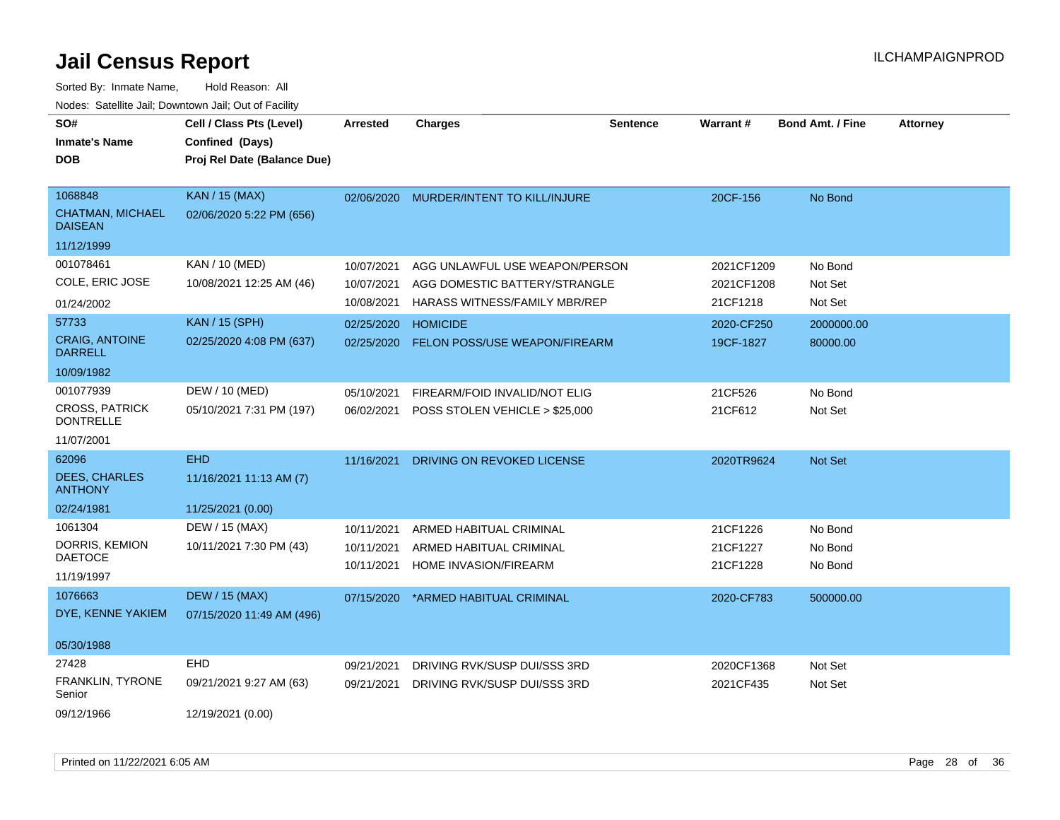# Jail Census Report

ILCHAMPAIGNPROD

Sorted By: Inmate Name, Hold Reason: All

Nodes: Satellite Jail; Downtown Jail; Out of Facility

| SO# / Inmate's Name / DOB | Cell / Class Pts (Level) / Confined (Days) / Proj Rel Date (Balance Due) | Arrested | Charges | Sentence | Warrant # | Bond Amt. / Fine | Attorney |
|---|---|---|---|---|---|---|---|
| 1068848<br>CHATMAN, MICHAEL DAISEAN<br>11/12/1999 | KAN / 15 (MAX)<br>02/06/2020 5:22 PM (656) | 02/06/2020 | MURDER/INTENT TO KILL/INJURE | | 20CF-156 | No Bond | |
| 001078461<br>COLE, ERIC JOSE<br>01/24/2002 | KAN / 10 (MED)<br>10/08/2021 12:25 AM (46) | 10/07/2021 | AGG UNLAWFUL USE WEAPON/PERSON | | 2021CF1209 | No Bond | |
| | | 10/07/2021 | AGG DOMESTIC BATTERY/STRANGLE | | 2021CF1208 | Not Set | |
| | | 10/08/2021 | HARASS WITNESS/FAMILY MBR/REP | | 21CF1218 | Not Set | |
| 57733<br>CRAIG, ANTOINE DARRELL<br>10/09/1982 | KAN / 15 (SPH)<br>02/25/2020 4:08 PM (637) | 02/25/2020 | HOMICIDE | | 2020-CF250 | 2000000.00 | |
| | | 02/25/2020 | FELON POSS/USE WEAPON/FIREARM | | 19CF-1827 | 80000.00 | |
| 001077939<br>CROSS, PATRICK DONTRELLE<br>11/07/2001 | DEW / 10 (MED)<br>05/10/2021 7:31 PM (197) | 05/10/2021 | FIREARM/FOID INVALID/NOT ELIG | | 21CF526 | No Bond | |
| | | 06/02/2021 | POSS STOLEN VEHICLE > $25,000 | | 21CF612 | Not Set | |
| 62096<br>DEES, CHARLES ANTHONY<br>02/24/1981 | EHD<br>11/16/2021 11:13 AM (7)<br>11/25/2021 (0.00) | 11/16/2021 | DRIVING ON REVOKED LICENSE | | 2020TR9624 | Not Set | |
| 1061304<br>DORRIS, KEMION DAETOCE<br>11/19/1997 | DEW / 15 (MAX)<br>10/11/2021 7:30 PM (43) | 10/11/2021 | ARMED HABITUAL CRIMINAL | | 21CF1226 | No Bond | |
| | | 10/11/2021 | ARMED HABITUAL CRIMINAL | | 21CF1227 | No Bond | |
| | | 10/11/2021 | HOME INVASION/FIREARM | | 21CF1228 | No Bond | |
| 1076663<br>DYE, KENNE YAKIEM<br>05/30/1988 | DEW / 15 (MAX)<br>07/15/2020 11:49 AM (496) | 07/15/2020 | *ARMED HABITUAL CRIMINAL | | 2020-CF783 | 500000.00 | |
| 27428<br>FRANKLIN, TYRONE Senior<br>09/12/1966 | EHD<br>09/21/2021 9:27 AM (63)<br>12/19/2021 (0.00) | 09/21/2021 | DRIVING RVK/SUSP DUI/SSS 3RD | | 2020CF1368 | Not Set | |
| | | 09/21/2021 | DRIVING RVK/SUSP DUI/SSS 3RD | | 2021CF435 | Not Set | |

Printed on 11/22/2021 6:05 AM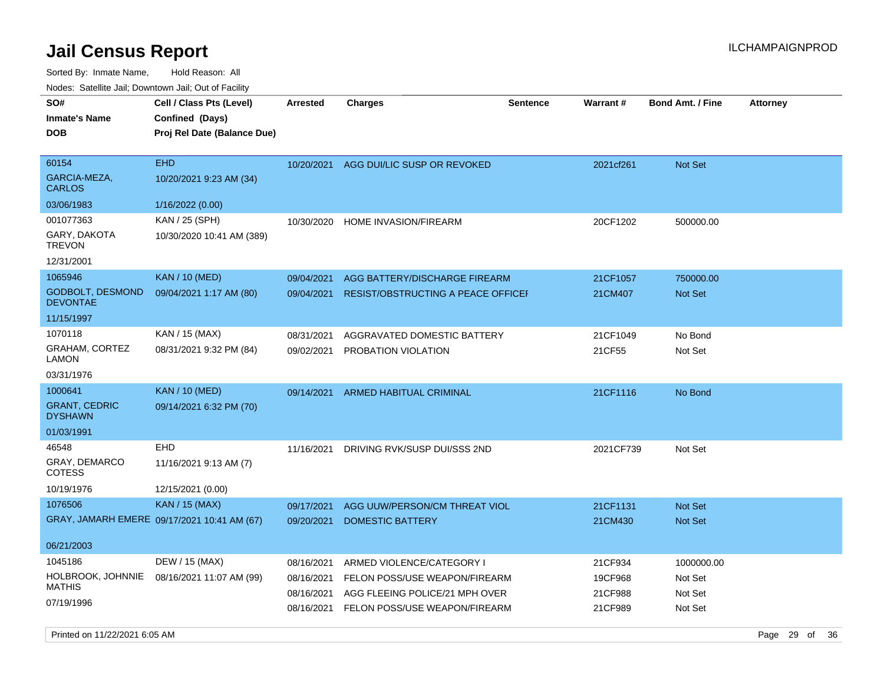# Jail Census Report

Sorted By: Inmate Name, Hold Reason: All

Nodes: Satellite Jail; Downtown Jail; Out of Facility

| SO# / Inmate's Name / DOB | Cell / Class Pts (Level) / Confined (Days) / Proj Rel Date (Balance Due) | Arrested | Charges | Sentence | Warrant # | Bond Amt. / Fine | Attorney |
|---|---|---|---|---|---|---|---|
| 60154<br>GARCIA-MEZA, CARLOS<br>03/06/1983 | EHD<br>10/20/2021 9:23 AM (34)<br>1/16/2022 (0.00) | 10/20/2021 | AGG DUI/LIC SUSP OR REVOKED | | 2021cf261 | Not Set | |
| 001077363<br>GARY, DAKOTA TREVON<br>12/31/2001 | KAN / 25 (SPH)<br>10/30/2020 10:41 AM (389) | 10/30/2020 | HOME INVASION/FIREARM | | 20CF1202 | 500000.00 | |
| 1065946<br>GODBOLT, DESMOND DEVONTAE<br>11/15/1997 | KAN / 10 (MED)<br>09/04/2021 1:17 AM (80) | 09/04/2021 | AGG BATTERY/DISCHARGE FIREARM | | 21CF1057 | 750000.00 | |
| | | 09/04/2021 | RESIST/OBSTRUCTING A PEACE OFFICEI | | 21CM407 | Not Set | |
| 1070118<br>GRAHAM, CORTEZ LAMON<br>03/31/1976 | KAN / 15 (MAX)<br>08/31/2021 9:32 PM (84) | 08/31/2021 | AGGRAVATED DOMESTIC BATTERY | | 21CF1049 | No Bond | |
| | | 09/02/2021 | PROBATION VIOLATION | | 21CF55 | Not Set | |
| 1000641<br>GRANT, CEDRIC DYSHAWN<br>01/03/1991 | KAN / 10 (MED)<br>09/14/2021 6:32 PM (70) | 09/14/2021 | ARMED HABITUAL CRIMINAL | | 21CF1116 | No Bond | |
| 46548<br>GRAY, DEMARCO COTESS<br>10/19/1976 | EHD<br>11/16/2021 9:13 AM (7)<br>12/15/2021 (0.00) | 11/16/2021 | DRIVING RVK/SUSP DUI/SSS 2ND | | 2021CF739 | Not Set | |
| 1076506<br>GRAY, JAMARH EMERE<br>06/21/2003 | KAN / 15 (MAX)<br>09/17/2021 10:41 AM (67) | 09/17/2021 | AGG UUW/PERSON/CM THREAT VIOL | | 21CF1131 | Not Set | |
| | | 09/20/2021 | DOMESTIC BATTERY | | 21CM430 | Not Set | |
| 1045186<br>HOLBROOK, JOHNNIE MATHIS<br>07/19/1996 | DEW / 15 (MAX)<br>08/16/2021 11:07 AM (99) | 08/16/2021 | ARMED VIOLENCE/CATEGORY I | | 21CF934 | 1000000.00 | |
| | | 08/16/2021 | FELON POSS/USE WEAPON/FIREARM | | 19CF968 | Not Set | |
| | | 08/16/2021 | AGG FLEEING POLICE/21 MPH OVER | | 21CF988 | Not Set | |
| | | 08/16/2021 | FELON POSS/USE WEAPON/FIREARM | | 21CF989 | Not Set | |

Printed on 11/22/2021 6:05 AM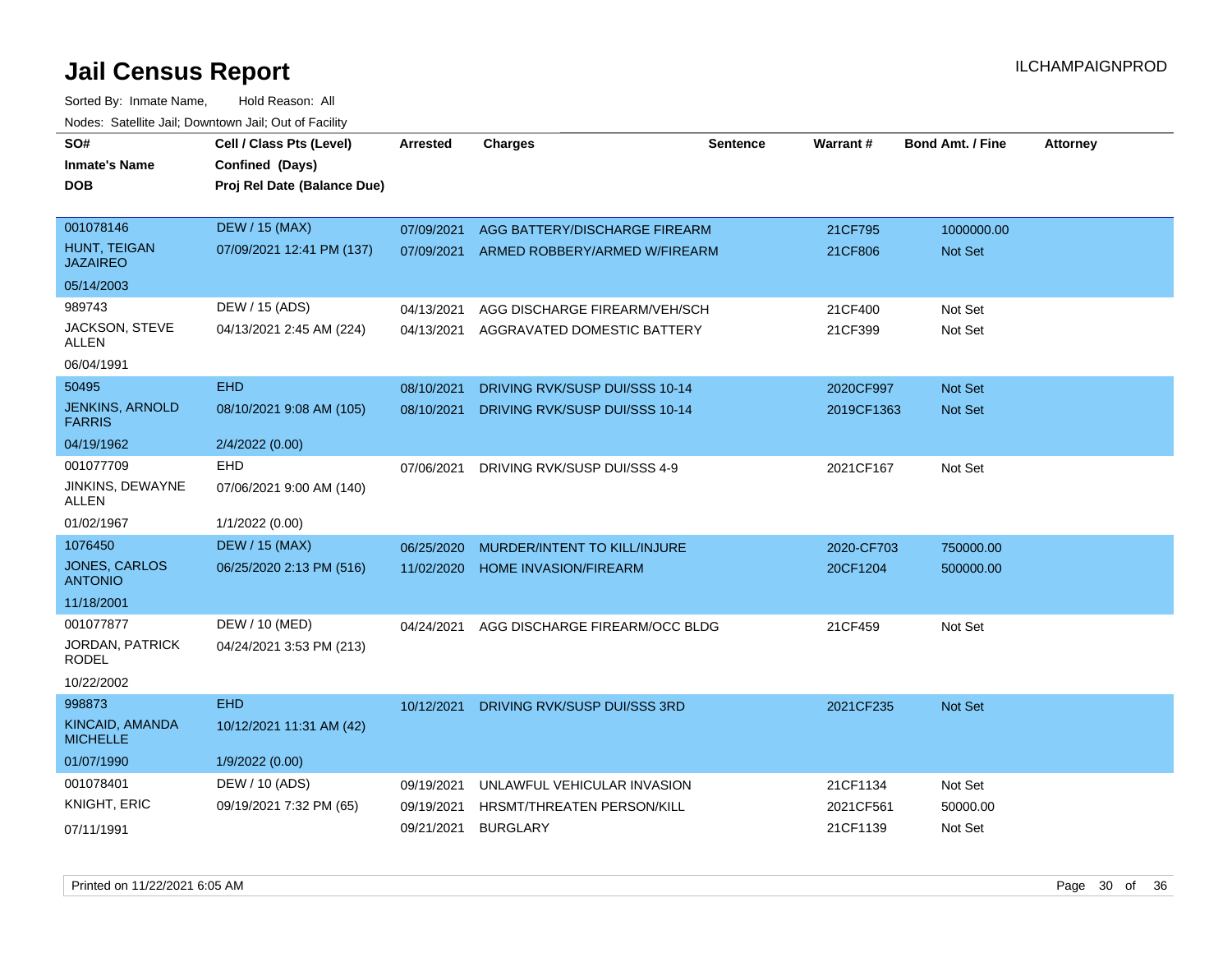# Jail Census Report

ILCHAMPAIGNPROD

Sorted By: Inmate Name, Hold Reason: All

Nodes: Satellite Jail; Downtown Jail; Out of Facility

| SO# / Inmate's Name / DOB | Cell / Class Pts (Level) / Confined (Days) / Proj Rel Date (Balance Due) | Arrested | Charges | Sentence | Warrant # | Bond Amt. / Fine | Attorney |
|---|---|---|---|---|---|---|---|
| 001078146 | DEW / 15 (MAX) | 07/09/2021 | AGG BATTERY/DISCHARGE FIREARM | | 21CF795 | 1000000.00 | |
| HUNT, TEIGAN JAZAIREO | 07/09/2021 12:41 PM (137) | 07/09/2021 | ARMED ROBBERY/ARMED W/FIREARM | | 21CF806 | Not Set | |
| 05/14/2003 | | | | | | | |
| 989743 | DEW / 15 (ADS) | 04/13/2021 | AGG DISCHARGE FIREARM/VEH/SCH | | 21CF400 | Not Set | |
| JACKSON, STEVE ALLEN | 04/13/2021 2:45 AM (224) | 04/13/2021 | AGGRAVATED DOMESTIC BATTERY | | 21CF399 | Not Set | |
| 06/04/1991 | | | | | | | |
| 50495 | EHD | 08/10/2021 | DRIVING RVK/SUSP DUI/SSS 10-14 | | 2020CF997 | Not Set | |
| JENKINS, ARNOLD FARRIS | 08/10/2021 9:08 AM (105) | 08/10/2021 | DRIVING RVK/SUSP DUI/SSS 10-14 | | 2019CF1363 | Not Set | |
| 04/19/1962 | 2/4/2022 (0.00) | | | | | | |
| 001077709 | EHD | 07/06/2021 | DRIVING RVK/SUSP DUI/SSS 4-9 | | 2021CF167 | Not Set | |
| JINKINS, DEWAYNE ALLEN | 07/06/2021 9:00 AM (140) | | | | | | |
| 01/02/1967 | 1/1/2022 (0.00) | | | | | | |
| 1076450 | DEW / 15 (MAX) | 06/25/2020 | MURDER/INTENT TO KILL/INJURE | | 2020-CF703 | 750000.00 | |
| JONES, CARLOS ANTONIO | 06/25/2020 2:13 PM (516) | 11/02/2020 | HOME INVASION/FIREARM | | 20CF1204 | 500000.00 | |
| 11/18/2001 | | | | | | | |
| 001077877 | DEW / 10 (MED) | 04/24/2021 | AGG DISCHARGE FIREARM/OCC BLDG | | 21CF459 | Not Set | |
| JORDAN, PATRICK RODEL | 04/24/2021 3:53 PM (213) | | | | | | |
| 10/22/2002 | | | | | | | |
| 998873 | EHD | 10/12/2021 | DRIVING RVK/SUSP DUI/SSS 3RD | | 2021CF235 | Not Set | |
| KINCAID, AMANDA MICHELLE | 10/12/2021 11:31 AM (42) | | | | | | |
| 01/07/1990 | 1/9/2022 (0.00) | | | | | | |
| 001078401 | DEW / 10 (ADS) | 09/19/2021 | UNLAWFUL VEHICULAR INVASION | | 21CF1134 | Not Set | |
| KNIGHT, ERIC | 09/19/2021 7:32 PM (65) | 09/19/2021 | HRSMT/THREATEN PERSON/KILL | | 2021CF561 | 50000.00 | |
| 07/11/1991 | | 09/21/2021 | BURGLARY | | 21CF1139 | Not Set | |

Printed on 11/22/2021 6:05 AM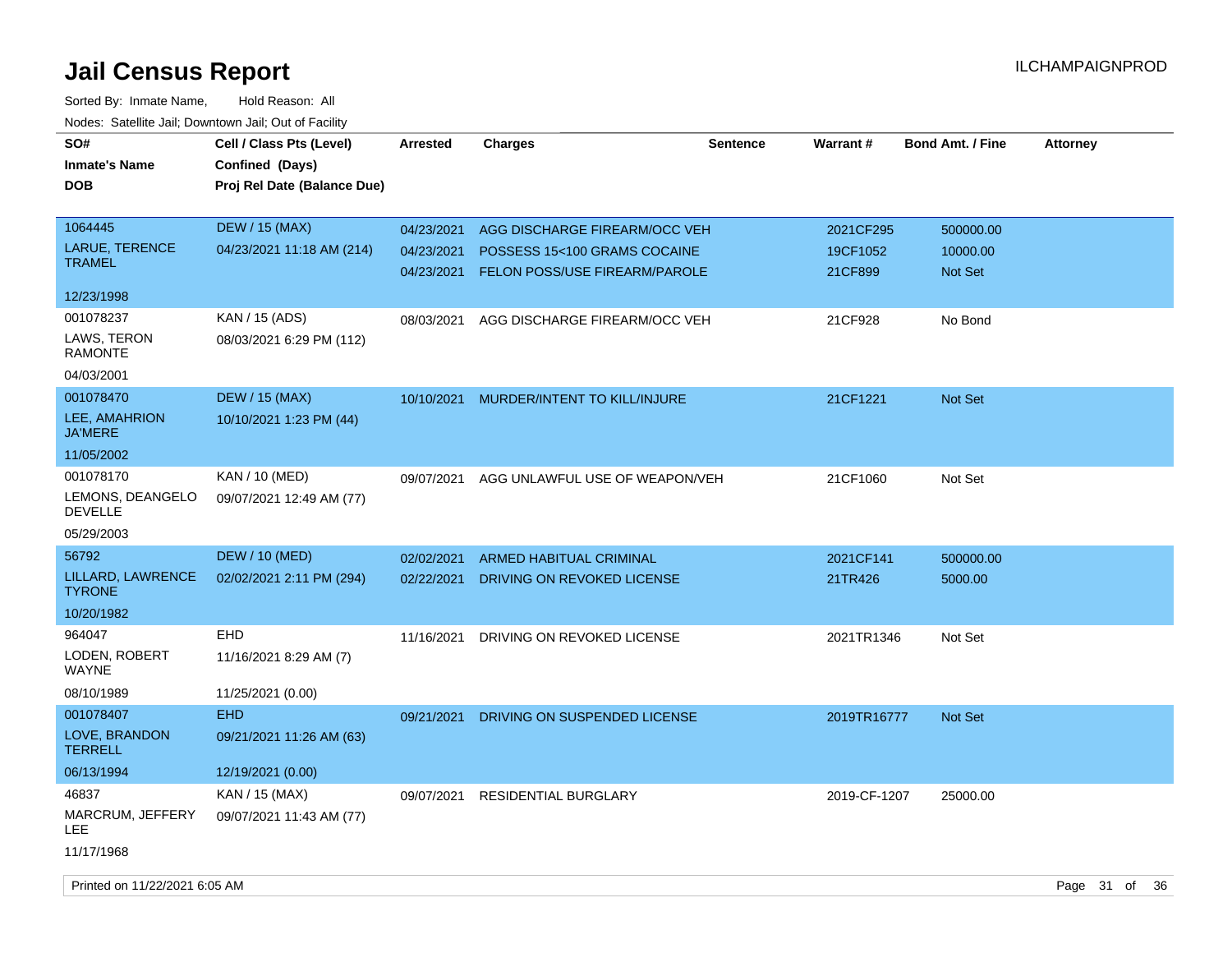# Jail Census Report

ILCHAMPAIGNPROD

Sorted By: Inmate Name, Hold Reason: All

Nodes: Satellite Jail; Downtown Jail; Out of Facility

| SO# / Inmate's Name / DOB | Cell / Class Pts (Level) / Confined (Days) / Proj Rel Date (Balance Due) | Arrested | Charges | Sentence | Warrant # | Bond Amt. / Fine | Attorney |
|---|---|---|---|---|---|---|---|
| 1064445<br>LARUE, TERENCE TRAMEL<br>12/23/1998 | DEW / 15 (MAX)<br>04/23/2021 11:18 AM (214) | 04/23/2021<br>04/23/2021<br>04/23/2021 | AGG DISCHARGE FIREARM/OCC VEH<br>POSSESS 15<100 GRAMS COCAINE<br>FELON POSS/USE FIREARM/PAROLE | | 2021CF295<br>19CF1052<br>21CF899 | 500000.00<br>10000.00<br>Not Set | |
| 001078237<br>LAWS, TERON RAMONTE<br>04/03/2001 | KAN / 15 (ADS)<br>08/03/2021 6:29 PM (112) | 08/03/2021 | AGG DISCHARGE FIREARM/OCC VEH | | 21CF928 | No Bond | |
| 001078470<br>LEE, AMAHRION JA'MERE<br>11/05/2002 | DEW / 15 (MAX)<br>10/10/2021 1:23 PM (44) | 10/10/2021 | MURDER/INTENT TO KILL/INJURE | | 21CF1221 | Not Set | |
| 001078170<br>LEMONS, DEANGELO DEVELLE<br>05/29/2003 | KAN / 10 (MED)<br>09/07/2021 12:49 AM (77) | 09/07/2021 | AGG UNLAWFUL USE OF WEAPON/VEH | | 21CF1060 | Not Set | |
| 56792<br>LILLARD, LAWRENCE TYRONE<br>10/20/1982 | DEW / 10 (MED)<br>02/02/2021 2:11 PM (294) | 02/02/2021<br>02/22/2021 | ARMED HABITUAL CRIMINAL<br>DRIVING ON REVOKED LICENSE | | 2021CF141<br>21TR426 | 500000.00<br>5000.00 | |
| 964047<br>LODEN, ROBERT WAYNE<br>08/10/1989 | EHD<br>11/16/2021 8:29 AM (7)<br>11/25/2021 (0.00) | 11/16/2021 | DRIVING ON REVOKED LICENSE | | 2021TR1346 | Not Set | |
| 001078407<br>LOVE, BRANDON TERRELL<br>06/13/1994 | EHD<br>09/21/2021 11:26 AM (63)<br>12/19/2021 (0.00) | 09/21/2021 | DRIVING ON SUSPENDED LICENSE | | 2019TR16777 | Not Set | |
| 46837<br>MARCRUM, JEFFERY LEE<br>11/17/1968 | KAN / 15 (MAX)<br>09/07/2021 11:43 AM (77) | 09/07/2021 | RESIDENTIAL BURGLARY | | 2019-CF-1207 | 25000.00 | |

Printed on 11/22/2021 6:05 AM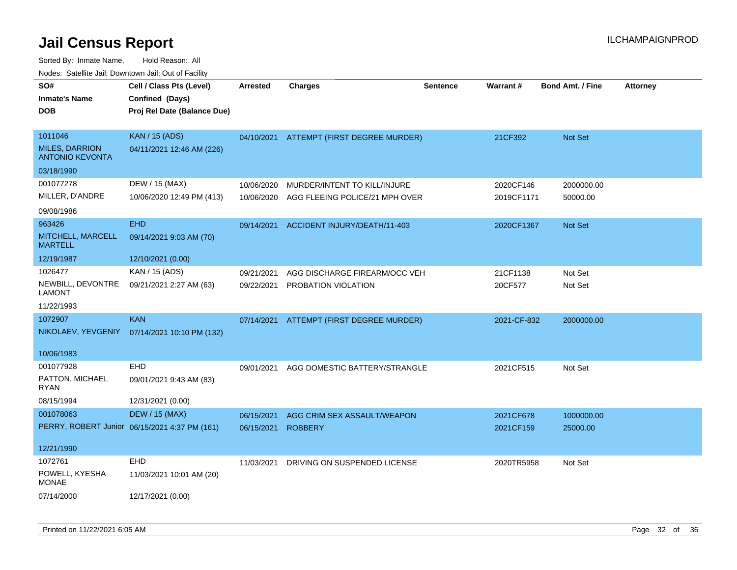# Jail Census Report

ILCHAMPAIGNPROD

Sorted By: Inmate Name, Hold Reason: All

Nodes: Satellite Jail; Downtown Jail; Out of Facility

| SO# / Inmate's Name / DOB | Cell / Class Pts (Level) / Confined (Days) / Proj Rel Date (Balance Due) | Arrested | Charges | Sentence | Warrant # | Bond Amt. / Fine | Attorney |
|---|---|---|---|---|---|---|---|
| 1011046<br>MILES, DARRION ANTONIO KEVONTA<br>03/18/1990 | KAN / 15 (ADS)<br>04/11/2021 12:46 AM (226) | 04/10/2021 | ATTEMPT (FIRST DEGREE MURDER) | | 21CF392 | Not Set | |
| 001077278<br>MILLER, D'ANDRE<br>09/08/1986 | DEW / 15 (MAX)<br>10/06/2020 12:49 PM (413) | 10/06/2020<br>10/06/2020 | MURDER/INTENT TO KILL/INJURE<br>AGG FLEEING POLICE/21 MPH OVER | | 2020CF146<br>2019CF1171 | 2000000.00<br>50000.00 | |
| 963426<br>MITCHELL, MARCELL MARTELL<br>12/19/1987 | EHD<br>09/14/2021 9:03 AM (70)<br>12/10/2021 (0.00) | 09/14/2021 | ACCIDENT INJURY/DEATH/11-403 | | 2020CF1367 | Not Set | |
| 1026477<br>NEWBILL, DEVONTRE LAMONT<br>11/22/1993 | KAN / 15 (ADS)<br>09/21/2021 2:27 AM (63) | 09/21/2021<br>09/22/2021 | AGG DISCHARGE FIREARM/OCC VEH<br>PROBATION VIOLATION | | 21CF1138<br>20CF577 | Not Set<br>Not Set | |
| 1072907<br>NIKOLAEV, YEVGENIY<br>10/06/1983 | KAN<br>07/14/2021 10:10 PM (132) | 07/14/2021 | ATTEMPT (FIRST DEGREE MURDER) | | 2021-CF-832 | 2000000.00 | |
| 001077928<br>PATTON, MICHAEL RYAN<br>08/15/1994 | EHD<br>09/01/2021 9:43 AM (83)<br>12/31/2021 (0.00) | 09/01/2021 | AGG DOMESTIC BATTERY/STRANGLE | | 2021CF515 | Not Set | |
| 001078063<br>PERRY, ROBERT Junior<br>12/21/1990 | DEW / 15 (MAX)<br>06/15/2021 4:37 PM (161) | 06/15/2021<br>06/15/2021 | AGG CRIM SEX ASSAULT/WEAPON<br>ROBBERY | | 2021CF678<br>2021CF159 | 1000000.00<br>25000.00 | |
| 1072761<br>POWELL, KYESHA MONAE<br>07/14/2000 | EHD<br>11/03/2021 10:01 AM (20)<br>12/17/2021 (0.00) | 11/03/2021 | DRIVING ON SUSPENDED LICENSE | | 2020TR5958 | Not Set | |

Printed on 11/22/2021 6:05 AM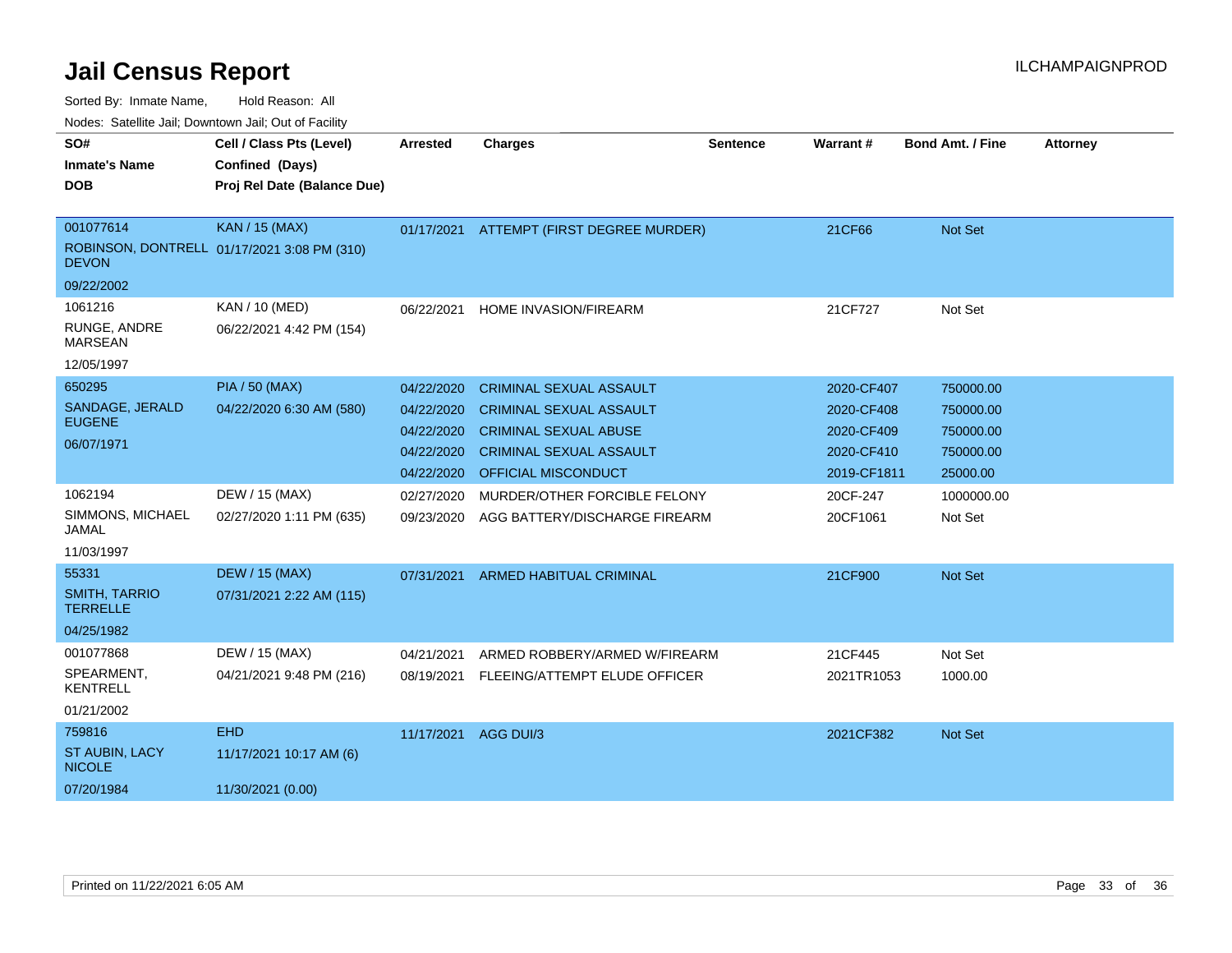# Jail Census Report

ILCHAMPAIGNPROD

Sorted By: Inmate Name, Hold Reason: All

Nodes: Satellite Jail; Downtown Jail; Out of Facility

| SO# / Inmate's Name / DOB | Cell / Class Pts (Level) / Confined (Days) / Proj Rel Date (Balance Due) | Arrested | Charges | Sentence | Warrant # | Bond Amt. / Fine | Attorney |
|---|---|---|---|---|---|---|---|
| 001077614<br>ROBINSON, DONTRELL DEVON<br>09/22/2002 | KAN / 15 (MAX)<br>01/17/2021 3:08 PM (310) | 01/17/2021 | ATTEMPT (FIRST DEGREE MURDER) | | 21CF66 | Not Set | |
| 1061216<br>RUNGE, ANDRE MARSEAN<br>12/05/1997 | KAN / 10 (MED)<br>06/22/2021 4:42 PM (154) | 06/22/2021 | HOME INVASION/FIREARM | | 21CF727 | Not Set | |
| 650295<br>SANDAGE, JERALD EUGENE<br>06/07/1971 | PIA / 50 (MAX)<br>04/22/2020 6:30 AM (580) | 04/22/2020 | CRIMINAL SEXUAL ASSAULT | | 2020-CF407 | 750000.00 | |
| | | 04/22/2020 | CRIMINAL SEXUAL ASSAULT | | 2020-CF408 | 750000.00 | |
| | | 04/22/2020 | CRIMINAL SEXUAL ABUSE | | 2020-CF409 | 750000.00 | |
| | | 04/22/2020 | CRIMINAL SEXUAL ASSAULT | | 2020-CF410 | 750000.00 | |
| | | 04/22/2020 | OFFICIAL MISCONDUCT | | 2019-CF1811 | 25000.00 | |
| 1062194<br>SIMMONS, MICHAEL JAMAL<br>11/03/1997 | DEW / 15 (MAX)<br>02/27/2020 1:11 PM (635) | 02/27/2020 | MURDER/OTHER FORCIBLE FELONY | | 20CF-247 | 1000000.00 | |
| | | 09/23/2020 | AGG BATTERY/DISCHARGE FIREARM | | 20CF1061 | Not Set | |
| 55331<br>SMITH, TARRIO TERRELLE<br>04/25/1982 | DEW / 15 (MAX)<br>07/31/2021 2:22 AM (115) | 07/31/2021 | ARMED HABITUAL CRIMINAL | | 21CF900 | Not Set | |
| 001077868<br>SPEARMENT, KENTRELL<br>01/21/2002 | DEW / 15 (MAX)<br>04/21/2021 9:48 PM (216) | 04/21/2021 | ARMED ROBBERY/ARMED W/FIREARM | | 21CF445 | Not Set | |
| | | 08/19/2021 | FLEEING/ATTEMPT ELUDE OFFICER | | 2021TR1053 | 1000.00 | |
| 759816<br>ST AUBIN, LACY NICOLE<br>07/20/1984 | EHD<br>11/17/2021 10:17 AM (6)<br>11/30/2021 (0.00) | 11/17/2021 | AGG DUI/3 | | 2021CF382 | Not Set | |

Printed on 11/22/2021 6:05 AM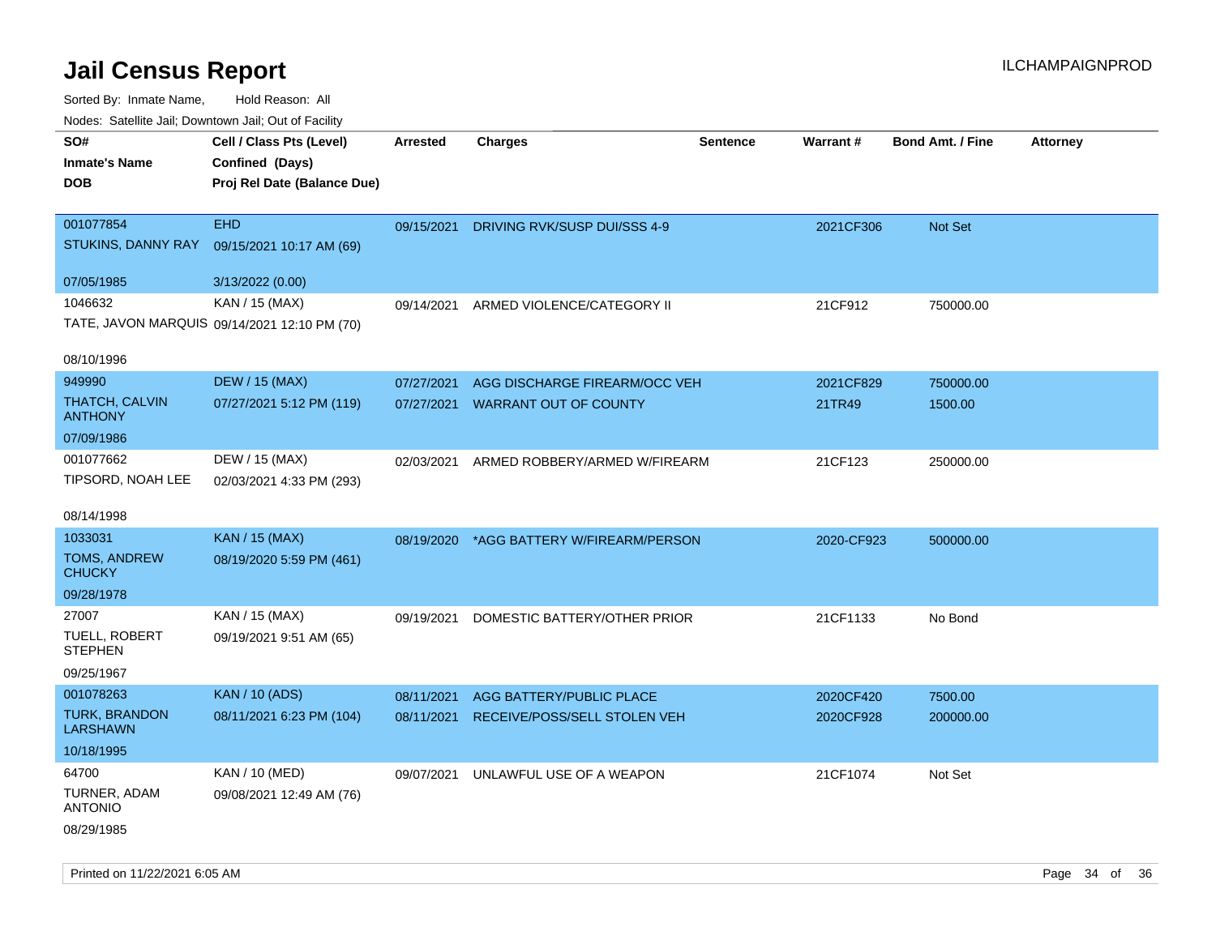# Jail Census Report

ILCHAMPAIGNPROD

Sorted By: Inmate Name, Hold Reason: All

Nodes: Satellite Jail; Downtown Jail; Out of Facility

| SO# / Inmate's Name / DOB | Cell / Class Pts (Level) / Confined (Days) / Proj Rel Date (Balance Due) | Arrested | Charges | Sentence | Warrant # | Bond Amt. / Fine | Attorney |
|---|---|---|---|---|---|---|---|
| 001077854<br>STUKINS, DANNY RAY<br>07/05/1985 | EHD<br>09/15/2021 10:17 AM (69)<br>3/13/2022 (0.00) | 09/15/2021 | DRIVING RVK/SUSP DUI/SSS 4-9 | | 2021CF306 | Not Set | |
| 1046632<br>TATE, JAVON MARQUIS<br>08/10/1996 | KAN / 15 (MAX)<br>09/14/2021 12:10 PM (70) | 09/14/2021 | ARMED VIOLENCE/CATEGORY II | | 21CF912 | 750000.00 | |
| 949990<br>THATCH, CALVIN ANTHONY<br>07/09/1986 | DEW / 15 (MAX)<br>07/27/2021 5:12 PM (119) | 07/27/2021<br>07/27/2021 | AGG DISCHARGE FIREARM/OCC VEH<br>WARRANT OUT OF COUNTY | | 2021CF829<br>21TR49 | 750000.00<br>1500.00 | |
| 001077662<br>TIPSORD, NOAH LEE<br>08/14/1998 | DEW / 15 (MAX)<br>02/03/2021 4:33 PM (293) | 02/03/2021 | ARMED ROBBERY/ARMED W/FIREARM | | 21CF123 | 250000.00 | |
| 1033031<br>TOMS, ANDREW CHUCKY<br>09/28/1978 | KAN / 15 (MAX)<br>08/19/2020 5:59 PM (461) | 08/19/2020 | *AGG BATTERY W/FIREARM/PERSON | | 2020-CF923 | 500000.00 | |
| 27007<br>TUELL, ROBERT STEPHEN<br>09/25/1967 | KAN / 15 (MAX)<br>09/19/2021 9:51 AM (65) | 09/19/2021 | DOMESTIC BATTERY/OTHER PRIOR | | 21CF1133 | No Bond | |
| 001078263<br>TURK, BRANDON LARSHAWN<br>10/18/1995 | KAN / 10 (ADS)<br>08/11/2021 6:23 PM (104) | 08/11/2021<br>08/11/2021 | AGG BATTERY/PUBLIC PLACE<br>RECEIVE/POSS/SELL STOLEN VEH | | 2020CF420<br>2020CF928 | 7500.00<br>200000.00 | |
| 64700<br>TURNER, ADAM ANTONIO<br>08/29/1985 | KAN / 10 (MED)<br>09/08/2021 12:49 AM (76) | 09/07/2021 | UNLAWFUL USE OF A WEAPON | | 21CF1074 | Not Set | |

Printed on 11/22/2021 6:05 AM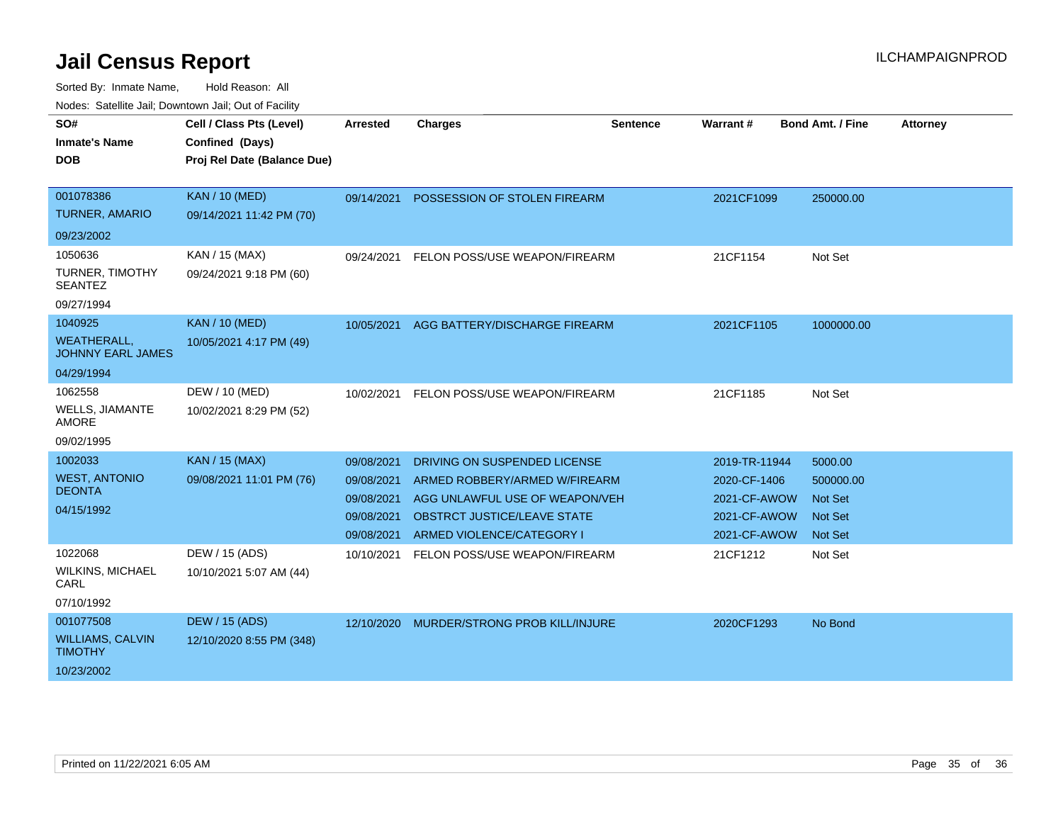# Jail Census Report

ILCHAMPAIGNPROD

Sorted By: Inmate Name, Hold Reason: All

Nodes: Satellite Jail; Downtown Jail; Out of Facility

| SO# / Inmate's Name / DOB | Cell / Class Pts (Level) / Confined (Days) / Proj Rel Date (Balance Due) | Arrested | Charges | Sentence | Warrant # | Bond Amt. / Fine | Attorney |
|---|---|---|---|---|---|---|---|
| 001078386<br>TURNER, AMARIO<br>09/23/2002 | KAN / 10 (MED)<br>09/14/2021 11:42 PM (70) | 09/14/2021 | POSSESSION OF STOLEN FIREARM | | 2021CF1099 | 250000.00 | |
| 1050636<br>TURNER, TIMOTHY SEANTEZ<br>09/27/1994 | KAN / 15 (MAX)<br>09/24/2021 9:18 PM (60) | 09/24/2021 | FELON POSS/USE WEAPON/FIREARM | | 21CF1154 | Not Set | |
| 1040925<br>WEATHERALL, JOHNNY EARL JAMES<br>04/29/1994 | KAN / 10 (MED)<br>10/05/2021 4:17 PM (49) | 10/05/2021 | AGG BATTERY/DISCHARGE FIREARM | | 2021CF1105 | 1000000.00 | |
| 1062558<br>WELLS, JIAMANTE AMORE<br>09/02/1995 | DEW / 10 (MED)<br>10/02/2021 8:29 PM (52) | 10/02/2021 | FELON POSS/USE WEAPON/FIREARM | | 21CF1185 | Not Set | |
| 1002033<br>WEST, ANTONIO DEONTA<br>04/15/1992 | KAN / 15 (MAX)<br>09/08/2021 11:01 PM (76) | 09/08/2021 | DRIVING ON SUSPENDED LICENSE | | 2019-TR-11944 | 5000.00 | |
| | | 09/08/2021 | ARMED ROBBERY/ARMED W/FIREARM | | 2020-CF-1406 | 500000.00 | |
| | | 09/08/2021 | AGG UNLAWFUL USE OF WEAPON/VEH | | 2021-CF-AWOW | Not Set | |
| | | 09/08/2021 | OBSTRCT JUSTICE/LEAVE STATE | | 2021-CF-AWOW | Not Set | |
| | | 09/08/2021 | ARMED VIOLENCE/CATEGORY I | | 2021-CF-AWOW | Not Set | |
| 1022068<br>WILKINS, MICHAEL CARL<br>07/10/1992 | DEW / 15 (ADS)<br>10/10/2021 5:07 AM (44) | 10/10/2021 | FELON POSS/USE WEAPON/FIREARM | | 21CF1212 | Not Set | |
| 001077508<br>WILLIAMS, CALVIN TIMOTHY<br>10/23/2002 | DEW / 15 (ADS)<br>12/10/2020 8:55 PM (348) | 12/10/2020 | MURDER/STRONG PROB KILL/INJURE | | 2020CF1293 | No Bond | |

Printed on 11/22/2021 6:05 AM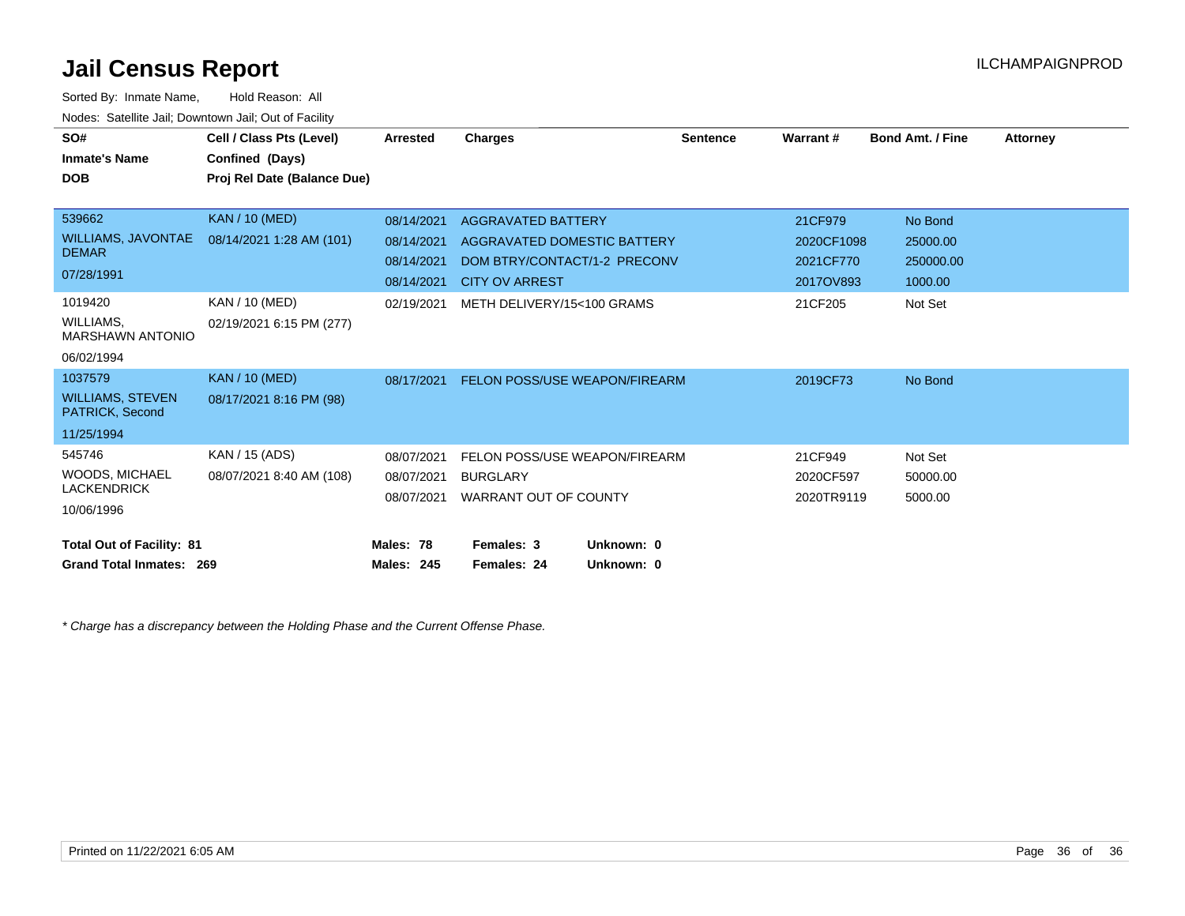# Jail Census Report

ILCHAMPAIGNPROD

Sorted By: Inmate Name, Hold Reason: All

Nodes: Satellite Jail; Downtown Jail; Out of Facility

| SO# / Inmate's Name / DOB | Cell / Class Pts (Level) / Confined (Days) / Proj Rel Date (Balance Due) | Arrested | Charges | Sentence | Warrant # | Bond Amt. / Fine | Attorney |
|---|---|---|---|---|---|---|---|
| 539662 | KAN / 10 (MED) | 08/14/2021 | AGGRAVATED BATTERY | | 21CF979 | No Bond | |
| WILLIAMS, JAVONTAE DEMAR | 08/14/2021 1:28 AM (101) | 08/14/2021 | AGGRAVATED DOMESTIC BATTERY | | 2020CF1098 | 25000.00 | |
| 07/28/1991 | | 08/14/2021 | DOM BTRY/CONTACT/1-2 PRECONV | | 2021CF770 | 250000.00 | |
| | | 08/14/2021 | CITY OV ARREST | | 2017OV893 | 1000.00 | |
| 1019420 | KAN / 10 (MED) | 02/19/2021 | METH DELIVERY/15<100 GRAMS | | 21CF205 | Not Set | |
| WILLIAMS, MARSHAWN ANTONIO | 02/19/2021 6:15 PM (277) | | | | | | |
| 06/02/1994 | | | | | | | |
| 1037579 | KAN / 10 (MED) | 08/17/2021 | FELON POSS/USE WEAPON/FIREARM | | 2019CF73 | No Bond | |
| WILLIAMS, STEVEN PATRICK, Second | 08/17/2021 8:16 PM (98) | | | | | | |
| 11/25/1994 | | | | | | | |
| 545746 | KAN / 15 (ADS) | 08/07/2021 | FELON POSS/USE WEAPON/FIREARM | | 21CF949 | Not Set | |
| WOODS, MICHAEL LACKENDRICK | 08/07/2021 8:40 AM (108) | 08/07/2021 | BURGLARY | | 2020CF597 | 50000.00 | |
| 10/06/1996 | | 08/07/2021 | WARRANT OUT OF COUNTY | | 2020TR9119 | 5000.00 | |

| | | | |
|---|---|---|---|
| **Total Out of Facility: 81** | **Males: 78** | **Females: 3** | **Unknown: 0** |
| **Grand Total Inmates: 269** | **Males: 245** | **Females: 24** | **Unknown: 0** |

*\* Charge has a discrepancy between the Holding Phase and the Current Offense Phase.*

Printed on 11/22/2021 6:05 AM